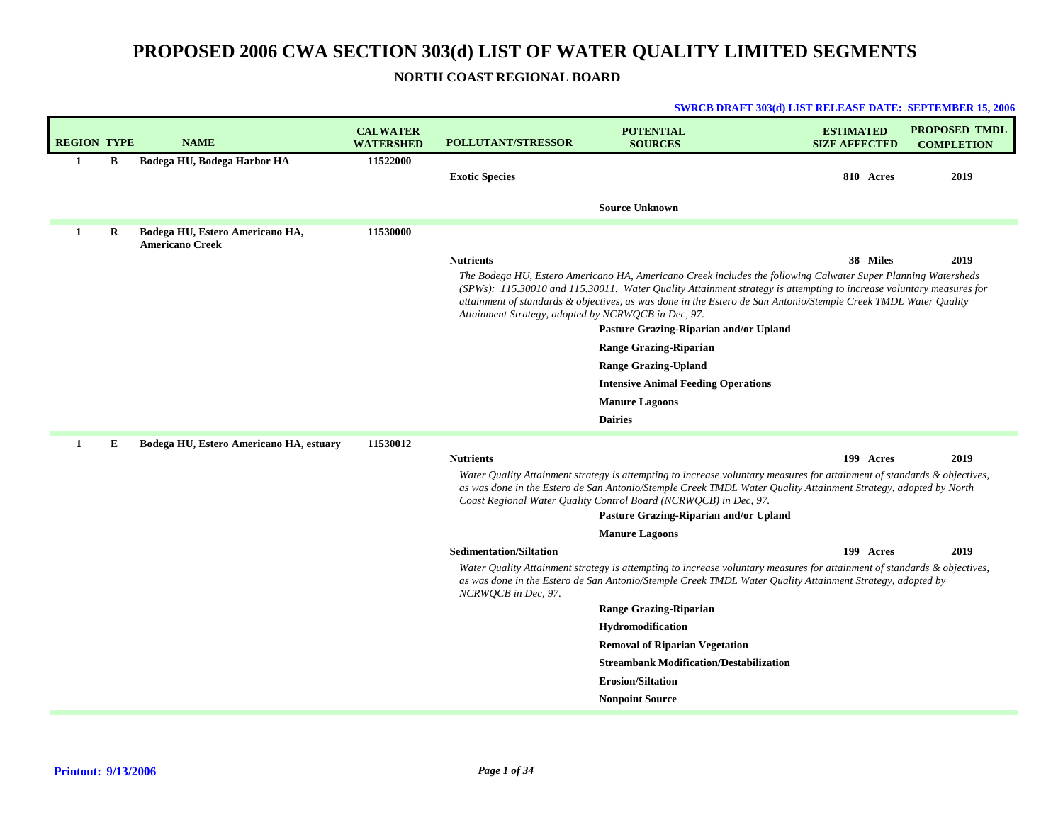# PROPOSED 2006 CWA SECTION 303(d) LIST OF WATER QUALITY LIMITED SEGMENTS

## NORTH COAST REGIONAL BOARD

**SWRCB DRAFT 303(d) LIST RELEASE DATE: SEPTEMBER 15, 2006**

| REGION | TYPE | NAME | CALWATER WATERSHED | POLLUTANT/STRESSOR | POTENTIAL SOURCES | ESTIMATED SIZE AFFECTED | PROPOSED TMDL COMPLETION |
|---|---|---|---|---|---|---|---|
| 1 | B | Bodega HU, Bodega Harbor HA | 11522000 | | | | |
| | | | | Exotic Species | | 810 Acres | 2019 |
| | | | | | Source Unknown | | |
| 1 | R | Bodega HU, Estero Americano HA, Americano Creek | 11530000 | | | | |
| | | | | Nutrients | | 38 Miles | 2019 |
| | | | | *The Bodega HU, Estero Americano HA, Americano Creek includes the following Calwater Super Planning Watersheds (SPWs): 115.30010 and 115.30011. Water Quality Attainment strategy is attempting to increase voluntary measures for attainment of standards & objectives, as was done in the Estero de San Antonio/Stemple Creek TMDL Water Quality Attainment Strategy, adopted by NCRWQCB in Dec, 97.* | | | |
| | | | | | Pasture Grazing-Riparian and/or Upland | | |
| | | | | | Range Grazing-Riparian | | |
| | | | | | Range Grazing-Upland | | |
| | | | | | Intensive Animal Feeding Operations | | |
| | | | | | Manure Lagoons | | |
| | | | | | Dairies | | |
| 1 | E | Bodega HU, Estero Americano HA, estuary | 11530012 | | | | |
| | | | | Nutrients | | 199 Acres | 2019 |
| | | | | *Water Quality Attainment strategy is attempting to increase voluntary measures for attainment of standards & objectives, as was done in the Estero de San Antonio/Stemple Creek TMDL Water Quality Attainment Strategy, adopted by North Coast Regional Water Quality Control Board (NCRWQCB) in Dec, 97.* | | | |
| | | | | | Pasture Grazing-Riparian and/or Upland | | |
| | | | | | Manure Lagoons | | |
| | | | | Sedimentation/Siltation | | 199 Acres | 2019 |
| | | | | *Water Quality Attainment strategy is attempting to increase voluntary measures for attainment of standards & objectives, as was done in the Estero de San Antonio/Stemple Creek TMDL Water Quality Attainment Strategy, adopted by NCRWQCB in Dec, 97.* | | | |
| | | | | | Range Grazing-Riparian | | |
| | | | | | Hydromodification | | |
| | | | | | Removal of Riparian Vegetation | | |
| | | | | | Streambank Modification/Destabilization | | |
| | | | | | Erosion/Siltation | | |
| | | | | | Nonpoint Source | | |

Printout: 9/13/2006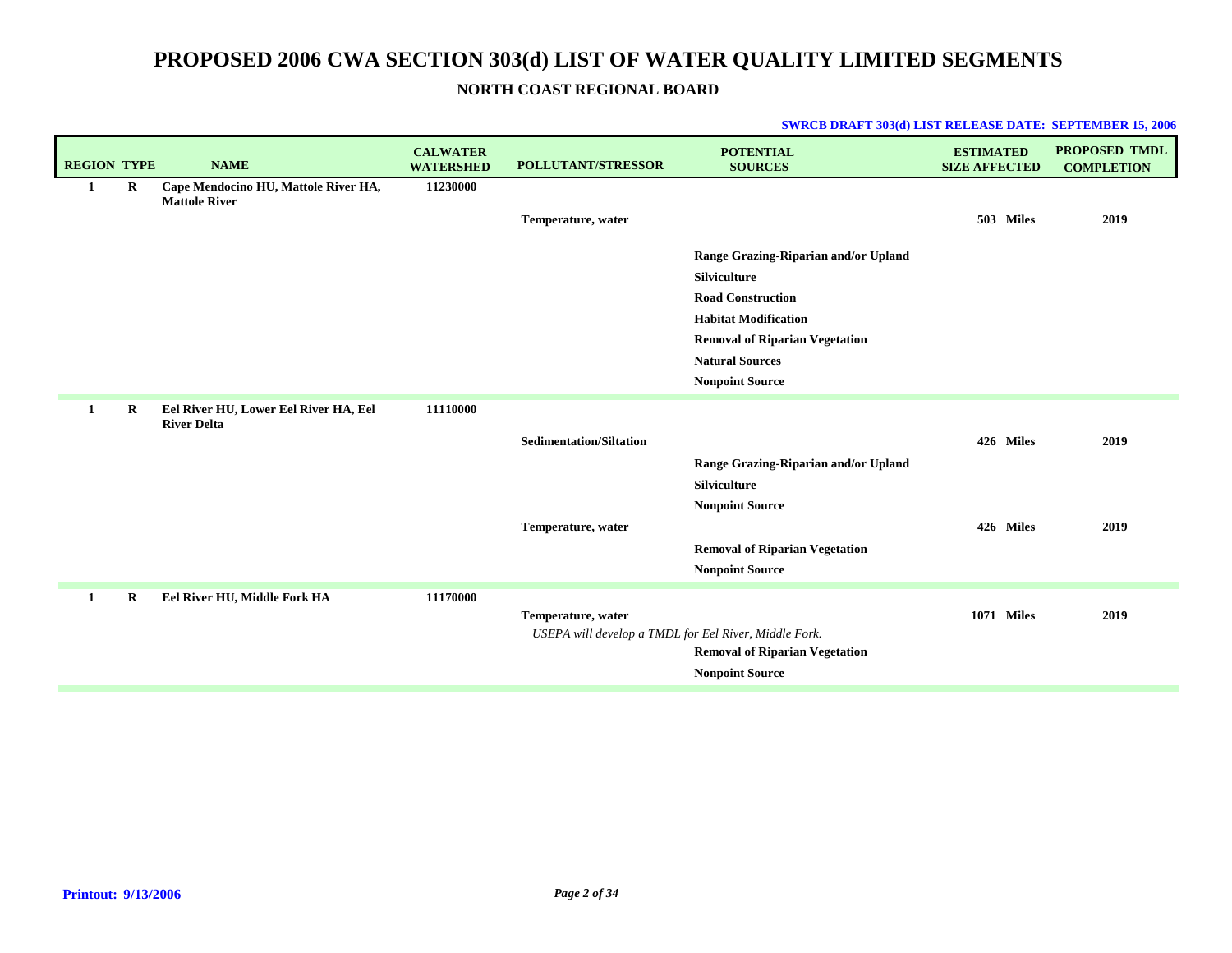# PROPOSED 2006 CWA SECTION 303(d) LIST OF WATER QUALITY LIMITED SEGMENTS

## NORTH COAST REGIONAL BOARD

**SWRCB DRAFT 303(d) LIST RELEASE DATE: SEPTEMBER 15, 2006**

| REGION | TYPE | NAME | CALWATER WATERSHED | POLLUTANT/STRESSOR | POTENTIAL SOURCES | ESTIMATED SIZE AFFECTED | PROPOSED TMDL COMPLETION |
|---|---|---|---|---|---|---|---|
| 1 | R | Cape Mendocino HU, Mattole River HA, Mattole River | 11230000 | | | | |
| | | | | Temperature, water | | 503 Miles | 2019 |
| | | | | | Range Grazing-Riparian and/or Upland | | |
| | | | | | Silviculture | | |
| | | | | | Road Construction | | |
| | | | | | Habitat Modification | | |
| | | | | | Removal of Riparian Vegetation | | |
| | | | | | Natural Sources | | |
| | | | | | Nonpoint Source | | |
| 1 | R | Eel River HU, Lower Eel River HA, Eel River Delta | 11110000 | | | | |
| | | | | Sedimentation/Siltation | | 426 Miles | 2019 |
| | | | | | Range Grazing-Riparian and/or Upland | | |
| | | | | | Silviculture | | |
| | | | | | Nonpoint Source | | |
| | | | | Temperature, water | | 426 Miles | 2019 |
| | | | | | Removal of Riparian Vegetation | | |
| | | | | | Nonpoint Source | | |
| 1 | R | Eel River HU, Middle Fork HA | 11170000 | | | | |
| | | | | Temperature, water | | 1071 Miles | 2019 |
| | | | | *USEPA will develop a TMDL for Eel River, Middle Fork.* | | | |
| | | | | | Removal of Riparian Vegetation | | |
| | | | | | Nonpoint Source | | |

**Printout: 9/13/2006**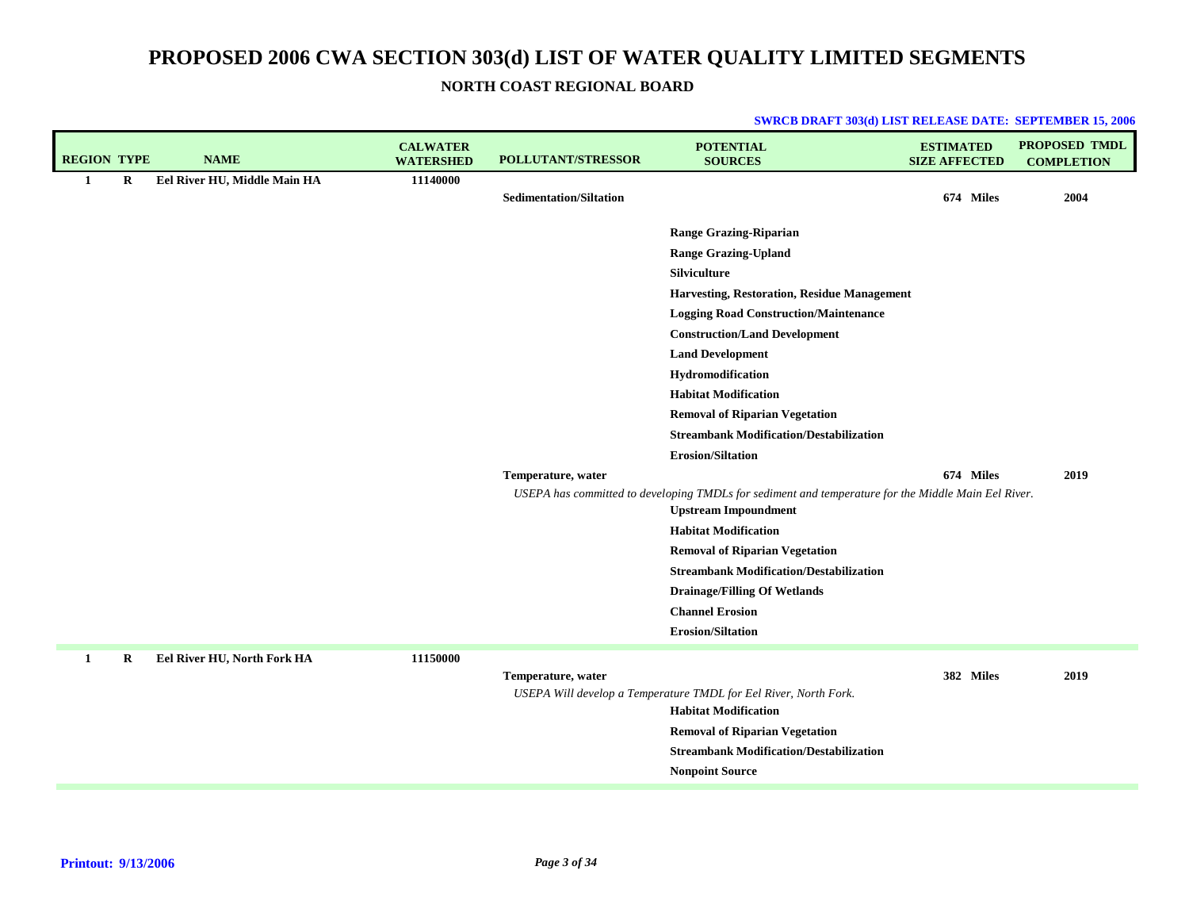# PROPOSED 2006 CWA SECTION 303(d) LIST OF WATER QUALITY LIMITED SEGMENTS

## NORTH COAST REGIONAL BOARD

**SWRCB DRAFT 303(d) LIST RELEASE DATE: SEPTEMBER 15, 2006**

| REGION | TYPE | NAME | CALWATER WATERSHED | POLLUTANT/STRESSOR | POTENTIAL SOURCES | ESTIMATED SIZE AFFECTED | PROPOSED TMDL COMPLETION |
|---|---|---|---|---|---|---|---|
| 1 | R | Eel River HU, Middle Main HA | 11140000 | | | | |
| | | | | Sedimentation/Siltation | | 674 Miles | 2004 |
| | | | | | Range Grazing-Riparian | | |
| | | | | | Range Grazing-Upland | | |
| | | | | | Silviculture | | |
| | | | | | Harvesting, Restoration, Residue Management | | |
| | | | | | Logging Road Construction/Maintenance | | |
| | | | | | Construction/Land Development | | |
| | | | | | Land Development | | |
| | | | | | Hydromodification | | |
| | | | | | Habitat Modification | | |
| | | | | | Removal of Riparian Vegetation | | |
| | | | | | Streambank Modification/Destabilization | | |
| | | | | | Erosion/Siltation | | |
| | | | | Temperature, water | | 674 Miles | 2019 |
| | | | | *USEPA has committed to developing TMDLs for sediment and temperature for the Middle Main Eel River.* | | | |
| | | | | | Upstream Impoundment | | |
| | | | | | Habitat Modification | | |
| | | | | | Removal of Riparian Vegetation | | |
| | | | | | Streambank Modification/Destabilization | | |
| | | | | | Drainage/Filling Of Wetlands | | |
| | | | | | Channel Erosion | | |
| | | | | | Erosion/Siltation | | |
| 1 | R | Eel River HU, North Fork HA | 11150000 | | | | |
| | | | | Temperature, water | | 382 Miles | 2019 |
| | | | | *USEPA Will develop a Temperature TMDL for Eel River, North Fork.* | | | |
| | | | | | Habitat Modification | | |
| | | | | | Removal of Riparian Vegetation | | |
| | | | | | Streambank Modification/Destabilization | | |
| | | | | | Nonpoint Source | | |

**Printout: 9/13/2006**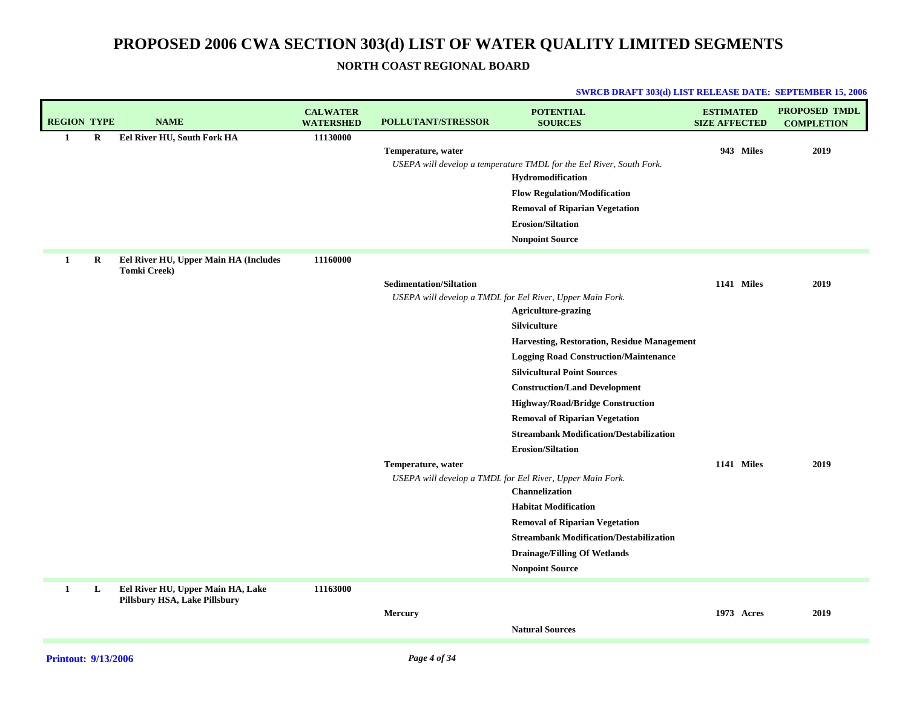# PROPOSED 2006 CWA SECTION 303(d) LIST OF WATER QUALITY LIMITED SEGMENTS

## NORTH COAST REGIONAL BOARD

**SWRCB DRAFT 303(d) LIST RELEASE DATE: SEPTEMBER 15, 2006**

| REGION | TYPE | NAME | CALWATER WATERSHED | POLLUTANT/STRESSOR | POTENTIAL SOURCES | ESTIMATED SIZE AFFECTED | PROPOSED TMDL COMPLETION |
|---|---|---|---|---|---|---|---|
| **1** | **R** | **Eel River HU, South Fork HA** | **11130000** | | | | |
| | | | | **Temperature, water** | | **943 Miles** | **2019** |
| | | | | *USEPA will develop a temperature TMDL for the Eel River, South Fork.* | | | |
| | | | | | **Hydromodification** | | |
| | | | | | **Flow Regulation/Modification** | | |
| | | | | | **Removal of Riparian Vegetation** | | |
| | | | | | **Erosion/Siltation** | | |
| | | | | | **Nonpoint Source** | | |
| **1** | **R** | **Eel River HU, Upper Main HA (Includes Tomki Creek)** | **11160000** | | | | |
| | | | | **Sedimentation/Siltation** | | **1141 Miles** | **2019** |
| | | | | *USEPA will develop a TMDL for Eel River, Upper Main Fork.* | | | |
| | | | | | **Agriculture-grazing** | | |
| | | | | | **Silviculture** | | |
| | | | | | **Harvesting, Restoration, Residue Management** | | |
| | | | | | **Logging Road Construction/Maintenance** | | |
| | | | | | **Silvicultural Point Sources** | | |
| | | | | | **Construction/Land Development** | | |
| | | | | | **Highway/Road/Bridge Construction** | | |
| | | | | | **Removal of Riparian Vegetation** | | |
| | | | | | **Streambank Modification/Destabilization** | | |
| | | | | | **Erosion/Siltation** | | |
| | | | | **Temperature, water** | | **1141 Miles** | **2019** |
| | | | | *USEPA will develop a TMDL for Eel River, Upper Main Fork.* | | | |
| | | | | | **Channelization** | | |
| | | | | | **Habitat Modification** | | |
| | | | | | **Removal of Riparian Vegetation** | | |
| | | | | | **Streambank Modification/Destabilization** | | |
| | | | | | **Drainage/Filling Of Wetlands** | | |
| | | | | | **Nonpoint Source** | | |
| **1** | **L** | **Eel River HU, Upper Main HA, Lake Pillsbury HSA, Lake Pillsbury** | **11163000** | | | | |
| | | | | **Mercury** | | **1973 Acres** | **2019** |
| | | | | | **Natural Sources** | | |

**Printout: 9/13/2006**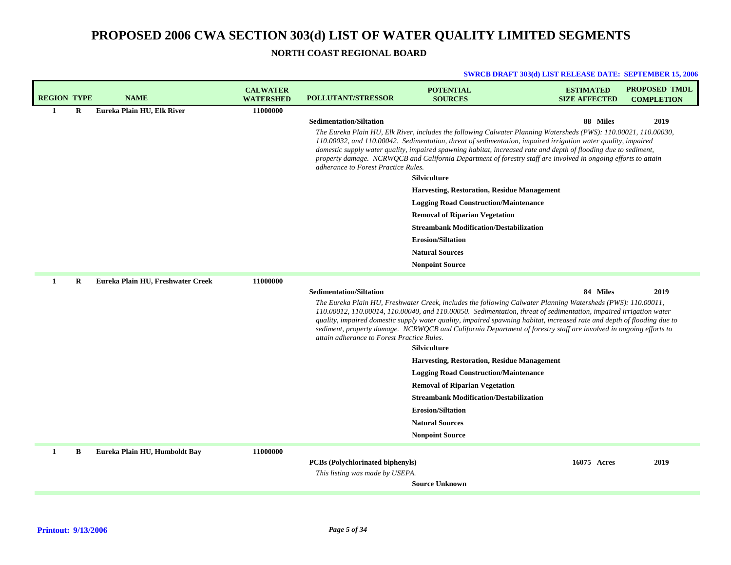# PROPOSED 2006 CWA SECTION 303(d) LIST OF WATER QUALITY LIMITED SEGMENTS

## NORTH COAST REGIONAL BOARD

**SWRCB DRAFT 303(d) LIST RELEASE DATE: SEPTEMBER 15, 2006**

| REGION | TYPE | NAME | CALWATER WATERSHED | POLLUTANT/STRESSOR | POTENTIAL SOURCES | ESTIMATED SIZE AFFECTED | PROPOSED TMDL COMPLETION |
|---|---|---|---|---|---|---|---|
| **1** | **R** | **Eureka Plain HU, Elk River** | **11000000** | | | | |
| | | | | **Sedimentation/Siltation** | | **88 Miles** | **2019** |
| | | | | *The Eureka Plain HU, Elk River, includes the following Calwater Planning Watersheds (PWS): 110.00021, 110.00030, 110.00032, and 110.00042. Sedimentation, threat of sedimentation, impaired irrigation water quality, impaired domestic supply water quality, impaired spawning habitat, increased rate and depth of flooding due to sediment, property damage. NCRWQCB and California Department of forestry staff are involved in ongoing efforts to attain adherance to Forest Practice Rules.* | | | |
| | | | | | **Silviculture** | | |
| | | | | | **Harvesting, Restoration, Residue Management** | | |
| | | | | | **Logging Road Construction/Maintenance** | | |
| | | | | | **Removal of Riparian Vegetation** | | |
| | | | | | **Streambank Modification/Destabilization** | | |
| | | | | | **Erosion/Siltation** | | |
| | | | | | **Natural Sources** | | |
| | | | | | **Nonpoint Source** | | |
| **1** | **R** | **Eureka Plain HU, Freshwater Creek** | **11000000** | | | | |
| | | | | **Sedimentation/Siltation** | | **84 Miles** | **2019** |
| | | | | *The Eureka Plain HU, Freshwater Creek, includes the following Calwater Planning Watersheds (PWS): 110.00011, 110.00012, 110.00014, 110.00040, and 110.00050. Sedimentation, threat of sedimentation, impaired irrigation water quality, impaired domestic supply water quality, impaired spawning habitat, increased rate and depth of flooding due to sediment, property damage. NCRWQCB and California Department of forestry staff are involved in ongoing efforts to attain adherance to Forest Practice Rules.* | | | |
| | | | | | **Silviculture** | | |
| | | | | | **Harvesting, Restoration, Residue Management** | | |
| | | | | | **Logging Road Construction/Maintenance** | | |
| | | | | | **Removal of Riparian Vegetation** | | |
| | | | | | **Streambank Modification/Destabilization** | | |
| | | | | | **Erosion/Siltation** | | |
| | | | | | **Natural Sources** | | |
| | | | | | **Nonpoint Source** | | |
| **1** | **B** | **Eureka Plain HU, Humboldt Bay** | **11000000** | | | | |
| | | | | **PCBs (Polychlorinated biphenyls)** | | **16075 Acres** | **2019** |
| | | | | *This listing was made by USEPA.* | | | |
| | | | | | **Source Unknown** | | |

**Printout: 9/13/2006**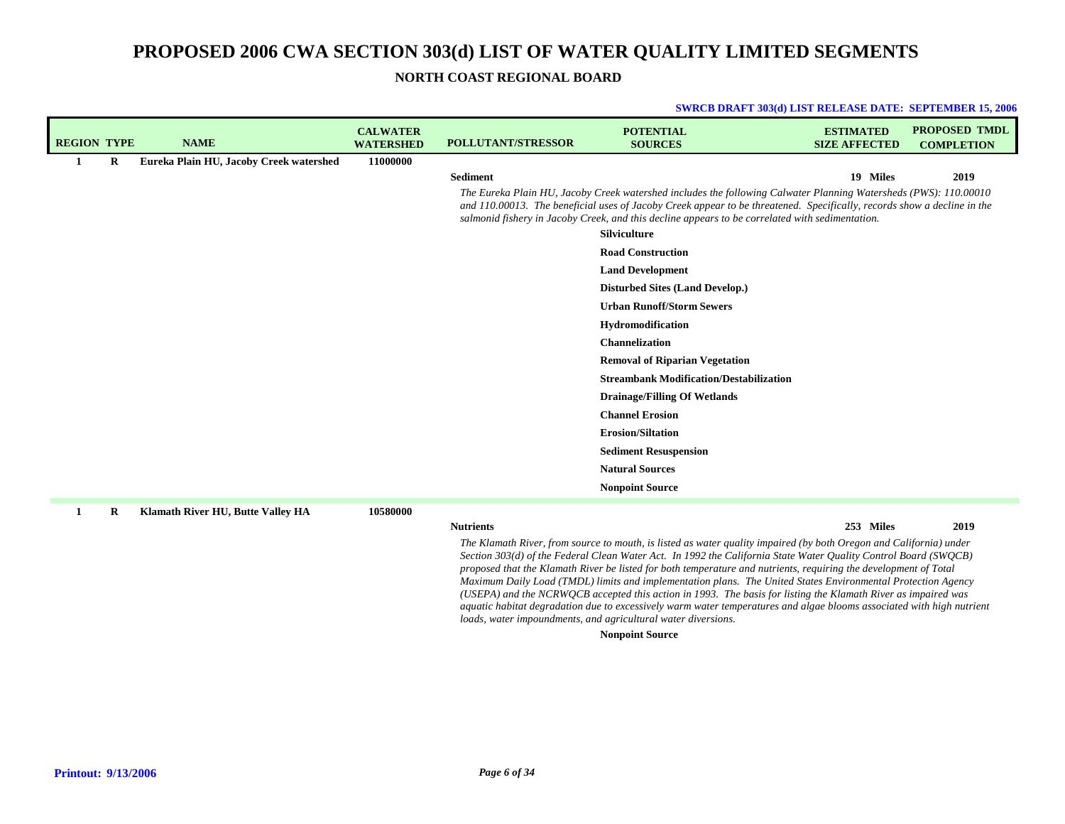# PROPOSED 2006 CWA SECTION 303(d) LIST OF WATER QUALITY LIMITED SEGMENTS

## NORTH COAST REGIONAL BOARD

**SWRCB DRAFT 303(d) LIST RELEASE DATE: SEPTEMBER 15, 2006**

| REGION | TYPE | NAME | CALWATER WATERSHED | POLLUTANT/STRESSOR | POTENTIAL SOURCES | ESTIMATED SIZE AFFECTED | PROPOSED TMDL COMPLETION |
|---|---|---|---|---|---|---|---|
| 1 | R | Eureka Plain HU, Jacoby Creek watershed | 11000000 | | | | |
| | | | | Sediment | | 19 Miles | 2019 |
| | | | | *The Eureka Plain HU, Jacoby Creek watershed includes the following Calwater Planning Watersheds (PWS): 110.00010 and 110.00013. The beneficial uses of Jacoby Creek appear to be threatened. Specifically, records show a decline in the salmonid fishery in Jacoby Creek, and this decline appears to be correlated with sedimentation.* | | | |
| | | | | | Silviculture | | |
| | | | | | Road Construction | | |
| | | | | | Land Development | | |
| | | | | | Disturbed Sites (Land Develop.) | | |
| | | | | | Urban Runoff/Storm Sewers | | |
| | | | | | Hydromodification | | |
| | | | | | Channelization | | |
| | | | | | Removal of Riparian Vegetation | | |
| | | | | | Streambank Modification/Destabilization | | |
| | | | | | Drainage/Filling Of Wetlands | | |
| | | | | | Channel Erosion | | |
| | | | | | Erosion/Siltation | | |
| | | | | | Sediment Resuspension | | |
| | | | | | Natural Sources | | |
| | | | | | Nonpoint Source | | |
| 1 | R | Klamath River HU, Butte Valley HA | 10580000 | | | | |
| | | | | Nutrients | | 253 Miles | 2019 |
| | | | | *The Klamath River, from source to mouth, is listed as water quality impaired (by both Oregon and California) under Section 303(d) of the Federal Clean Water Act. In 1992 the California State Water Quality Control Board (SWQCB) proposed that the Klamath River be listed for both temperature and nutrients, requiring the development of Total Maximum Daily Load (TMDL) limits and implementation plans. The United States Environmental Protection Agency (USEPA) and the NCRWQCB accepted this action in 1993. The basis for listing the Klamath River as impaired was aquatic habitat degradation due to excessively warm water temperatures and algae blooms associated with high nutrient loads, water impoundments, and agricultural water diversions.* | | | |
| | | | | | Nonpoint Source | | |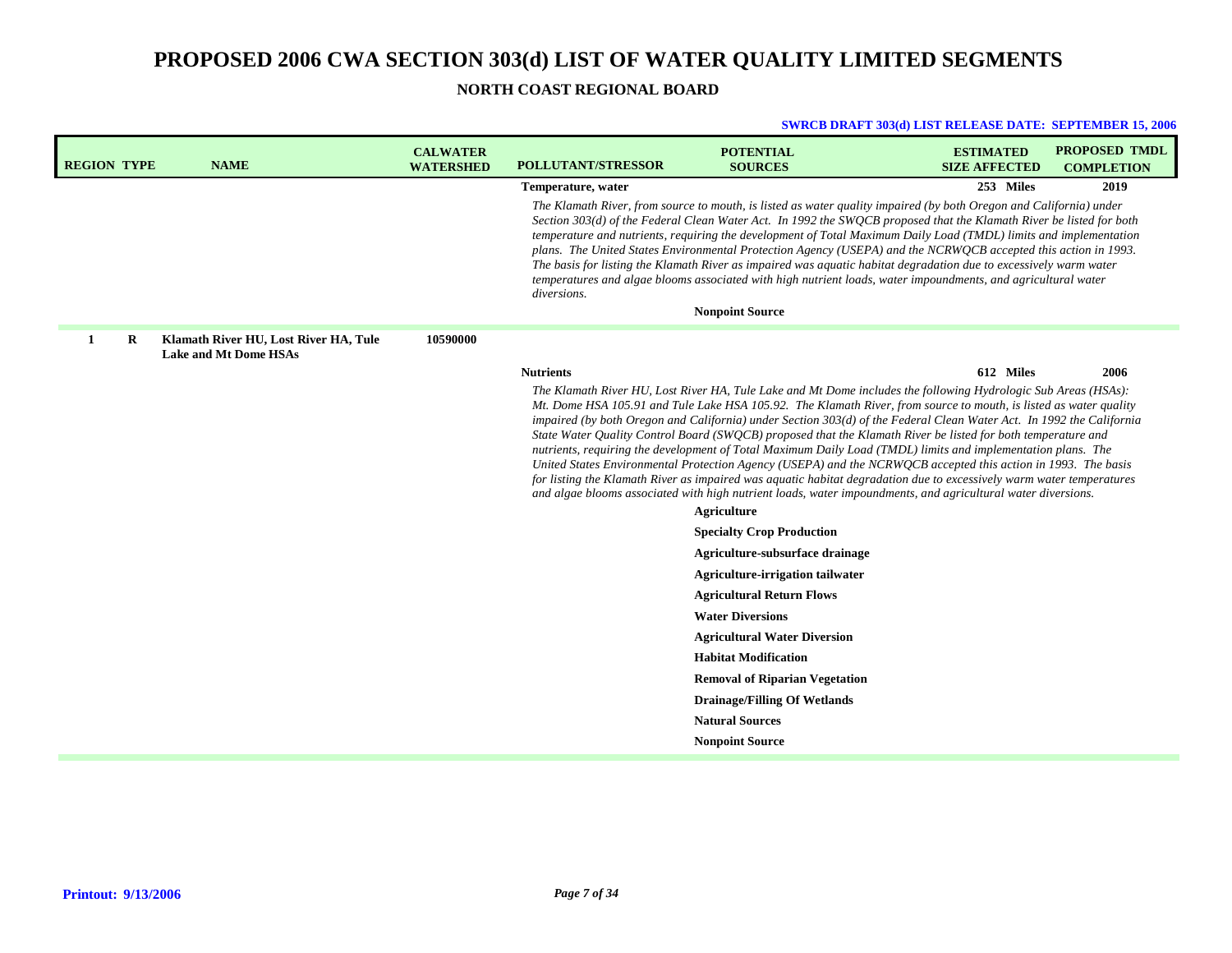# PROPOSED 2006 CWA SECTION 303(d) LIST OF WATER QUALITY LIMITED SEGMENTS

## NORTH COAST REGIONAL BOARD

**SWRCB DRAFT 303(d) LIST RELEASE DATE: SEPTEMBER 15, 2006**

| REGION | TYPE | NAME | CALWATER WATERSHED | POLLUTANT/STRESSOR | POTENTIAL SOURCES | ESTIMATED SIZE AFFECTED | PROPOSED TMDL COMPLETION |
|---|---|---|---|---|---|---|---|
| | | | | **Temperature, water** | | **253 Miles** | **2019** |
| | | | | *The Klamath River, from source to mouth, is listed as water quality impaired (by both Oregon and California) under Section 303(d) of the Federal Clean Water Act. In 1992 the SWQCB proposed that the Klamath River be listed for both temperature and nutrients, requiring the development of Total Maximum Daily Load (TMDL) limits and implementation plans. The United States Environmental Protection Agency (USEPA) and the NCRWQCB accepted this action in 1993. The basis for listing the Klamath River as impaired was aquatic habitat degradation due to excessively warm water temperatures and algae blooms associated with high nutrient loads, water impoundments, and agricultural water diversions.* | | | |
| | | | | | **Nonpoint Source** | | |
| **1** | **R** | **Klamath River HU, Lost River HA, Tule Lake and Mt Dome HSAs** | **10590000** | | | | |
| | | | | **Nutrients** | | **612 Miles** | **2006** |
| | | | | *The Klamath River HU, Lost River HA, Tule Lake and Mt Dome includes the following Hydrologic Sub Areas (HSAs): Mt. Dome HSA 105.91 and Tule Lake HSA 105.92. The Klamath River, from source to mouth, is listed as water quality impaired (by both Oregon and California) under Section 303(d) of the Federal Clean Water Act. In 1992 the California State Water Quality Control Board (SWQCB) proposed that the Klamath River be listed for both temperature and nutrients, requiring the development of Total Maximum Daily Load (TMDL) limits and implementation plans. The United States Environmental Protection Agency (USEPA) and the NCRWQCB accepted this action in 1993. The basis for listing the Klamath River as impaired was aquatic habitat degradation due to excessively warm water temperatures and algae blooms associated with high nutrient loads, water impoundments, and agricultural water diversions.* | | | |
| | | | | | **Agriculture** | | |
| | | | | | **Specialty Crop Production** | | |
| | | | | | **Agriculture-subsurface drainage** | | |
| | | | | | **Agriculture-irrigation tailwater** | | |
| | | | | | **Agricultural Return Flows** | | |
| | | | | | **Water Diversions** | | |
| | | | | | **Agricultural Water Diversion** | | |
| | | | | | **Habitat Modification** | | |
| | | | | | **Removal of Riparian Vegetation** | | |
| | | | | | **Drainage/Filling Of Wetlands** | | |
| | | | | | **Natural Sources** | | |
| | | | | | **Nonpoint Source** | | |

**Printout: 9/13/2006**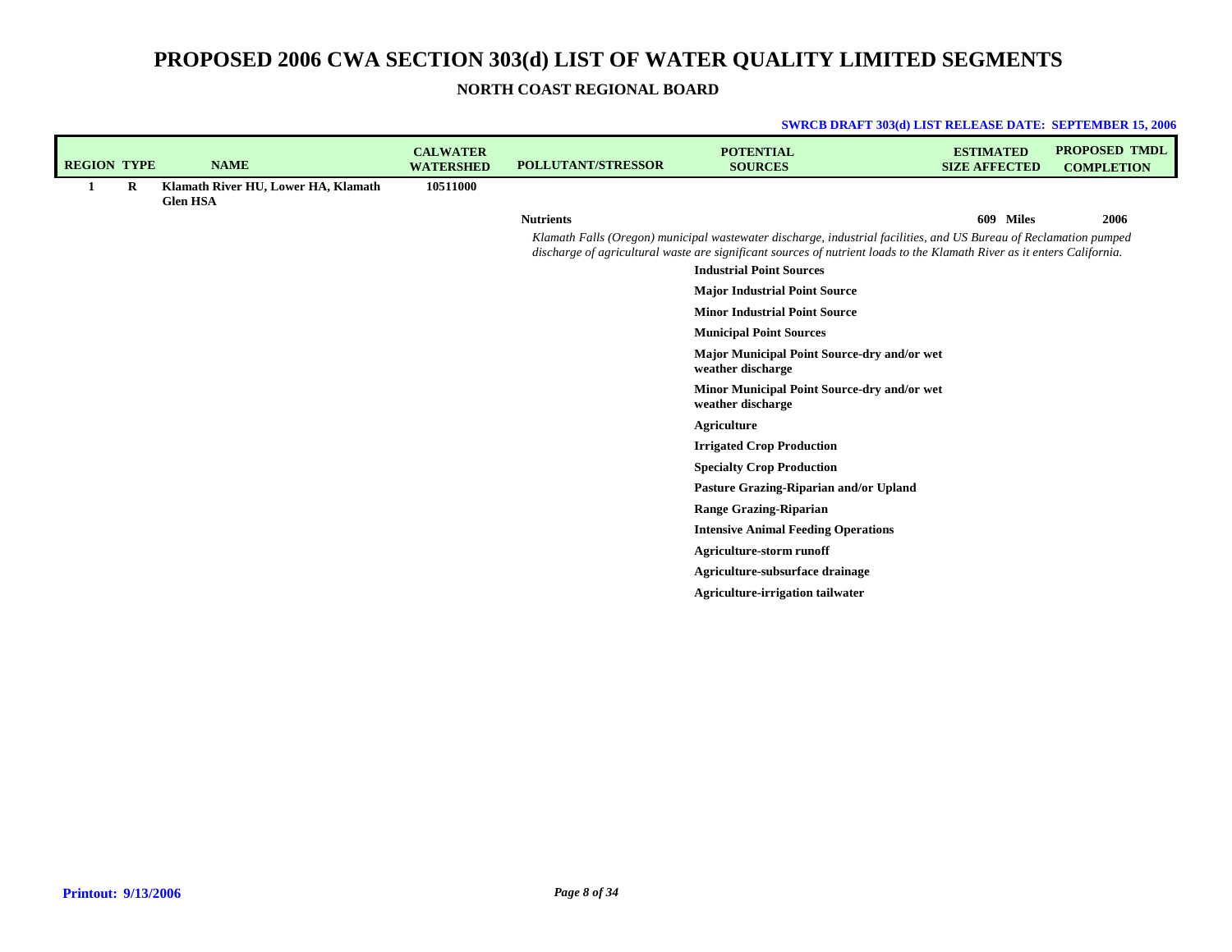# PROPOSED 2006 CWA SECTION 303(d) LIST OF WATER QUALITY LIMITED SEGMENTS

## NORTH COAST REGIONAL BOARD

**SWRCB DRAFT 303(d) LIST RELEASE DATE: SEPTEMBER 15, 2006**

| REGION | TYPE | NAME | CALWATER WATERSHED | POLLUTANT/STRESSOR | POTENTIAL SOURCES | ESTIMATED SIZE AFFECTED | PROPOSED TMDL COMPLETION |
|---|---|---|---|---|---|---|---|
| 1 | R | Klamath River HU, Lower HA, Klamath Glen HSA | 10511000 | | | | |
| | | | | Nutrients | | 609 Miles | 2006 |
| | | | | *Klamath Falls (Oregon) municipal wastewater discharge, industrial facilities, and US Bureau of Reclamation pumped discharge of agricultural waste are significant sources of nutrient loads to the Klamath River as it enters California.* | | | |
| | | | | | Industrial Point Sources | | |
| | | | | | Major Industrial Point Source | | |
| | | | | | Minor Industrial Point Source | | |
| | | | | | Municipal Point Sources | | |
| | | | | | Major Municipal Point Source-dry and/or wet weather discharge | | |
| | | | | | Minor Municipal Point Source-dry and/or wet weather discharge | | |
| | | | | | Agriculture | | |
| | | | | | Irrigated Crop Production | | |
| | | | | | Specialty Crop Production | | |
| | | | | | Pasture Grazing-Riparian and/or Upland | | |
| | | | | | Range Grazing-Riparian | | |
| | | | | | Intensive Animal Feeding Operations | | |
| | | | | | Agriculture-storm runoff | | |
| | | | | | Agriculture-subsurface drainage | | |
| | | | | | Agriculture-irrigation tailwater | | |

Printout: 9/13/2006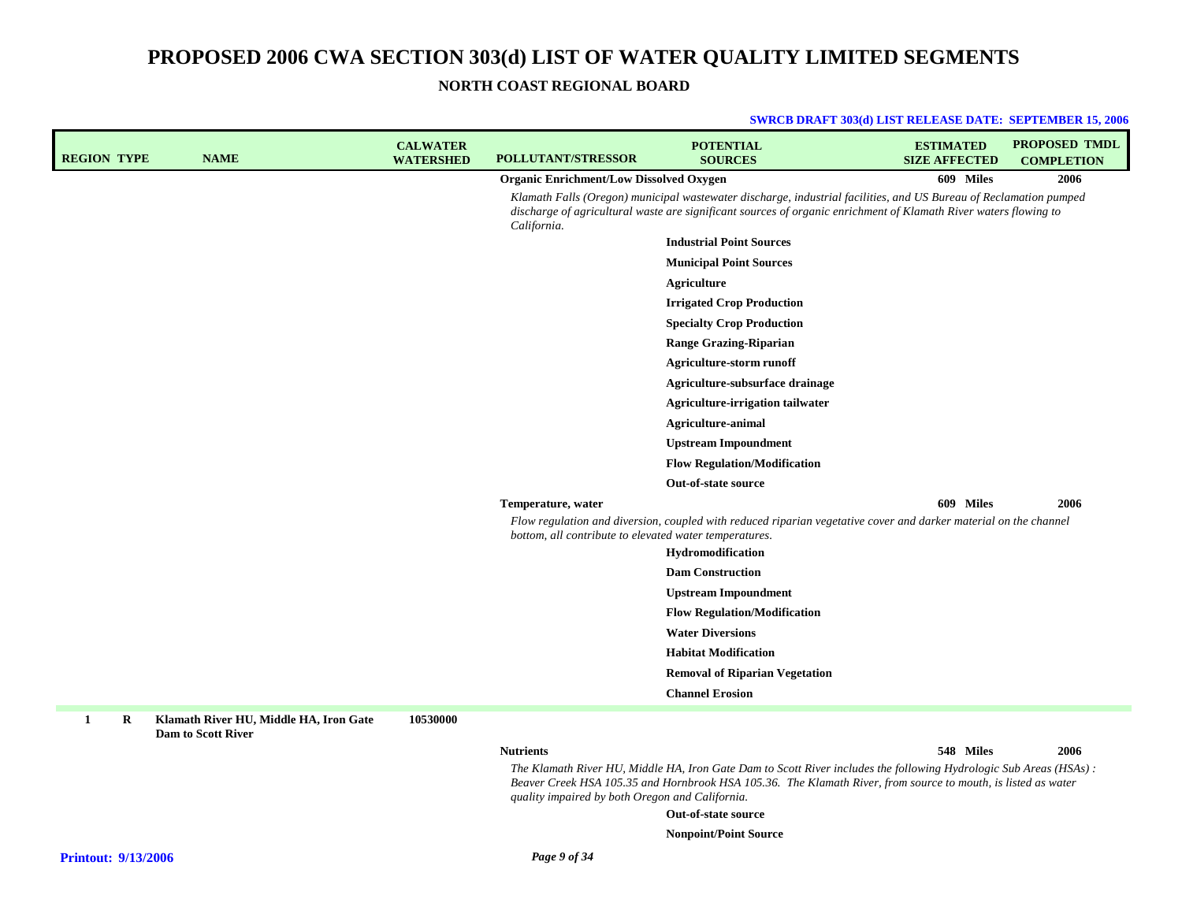# PROPOSED 2006 CWA SECTION 303(d) LIST OF WATER QUALITY LIMITED SEGMENTS

## NORTH COAST REGIONAL BOARD

**SWRCB DRAFT 303(d) LIST RELEASE DATE: SEPTEMBER 15, 2006**

| REGION | TYPE | NAME | CALWATER WATERSHED | POLLUTANT/STRESSOR | POTENTIAL SOURCES | ESTIMATED SIZE AFFECTED | PROPOSED TMDL COMPLETION |
|---|---|---|---|---|---|---|---|
| | | | | **Organic Enrichment/Low Dissolved Oxygen** | | **609 Miles** | **2006** |
| | | | | *Klamath Falls (Oregon) municipal wastewater discharge, industrial facilities, and US Bureau of Reclamation pumped discharge of agricultural waste are significant sources of organic enrichment of Klamath River waters flowing to California.* | | | |
| | | | | | **Industrial Point Sources** | | |
| | | | | | **Municipal Point Sources** | | |
| | | | | | **Agriculture** | | |
| | | | | | **Irrigated Crop Production** | | |
| | | | | | **Specialty Crop Production** | | |
| | | | | | **Range Grazing-Riparian** | | |
| | | | | | **Agriculture-storm runoff** | | |
| | | | | | **Agriculture-subsurface drainage** | | |
| | | | | | **Agriculture-irrigation tailwater** | | |
| | | | | | **Agriculture-animal** | | |
| | | | | | **Upstream Impoundment** | | |
| | | | | | **Flow Regulation/Modification** | | |
| | | | | | **Out-of-state source** | | |
| | | | | **Temperature, water** | | **609 Miles** | **2006** |
| | | | | *Flow regulation and diversion, coupled with reduced riparian vegetative cover and darker material on the channel bottom, all contribute to elevated water temperatures.* | | | |
| | | | | | **Hydromodification** | | |
| | | | | | **Dam Construction** | | |
| | | | | | **Upstream Impoundment** | | |
| | | | | | **Flow Regulation/Modification** | | |
| | | | | | **Water Diversions** | | |
| | | | | | **Habitat Modification** | | |
| | | | | | **Removal of Riparian Vegetation** | | |
| | | | | | **Channel Erosion** | | |
| **1** | **R** | **Klamath River HU, Middle HA, Iron Gate Dam to Scott River** | **10530000** | | | | |
| | | | | **Nutrients** | | **548 Miles** | **2006** |
| | | | | *The Klamath River HU, Middle HA, Iron Gate Dam to Scott River includes the following Hydrologic Sub Areas (HSAs): Beaver Creek HSA 105.35 and Hornbrook HSA 105.36. The Klamath River, from source to mouth, is listed as water quality impaired by both Oregon and California.* | | | |
| | | | | | **Out-of-state source** | | |
| | | | | | **Nonpoint/Point Source** | | |

**Printout: 9/13/2006**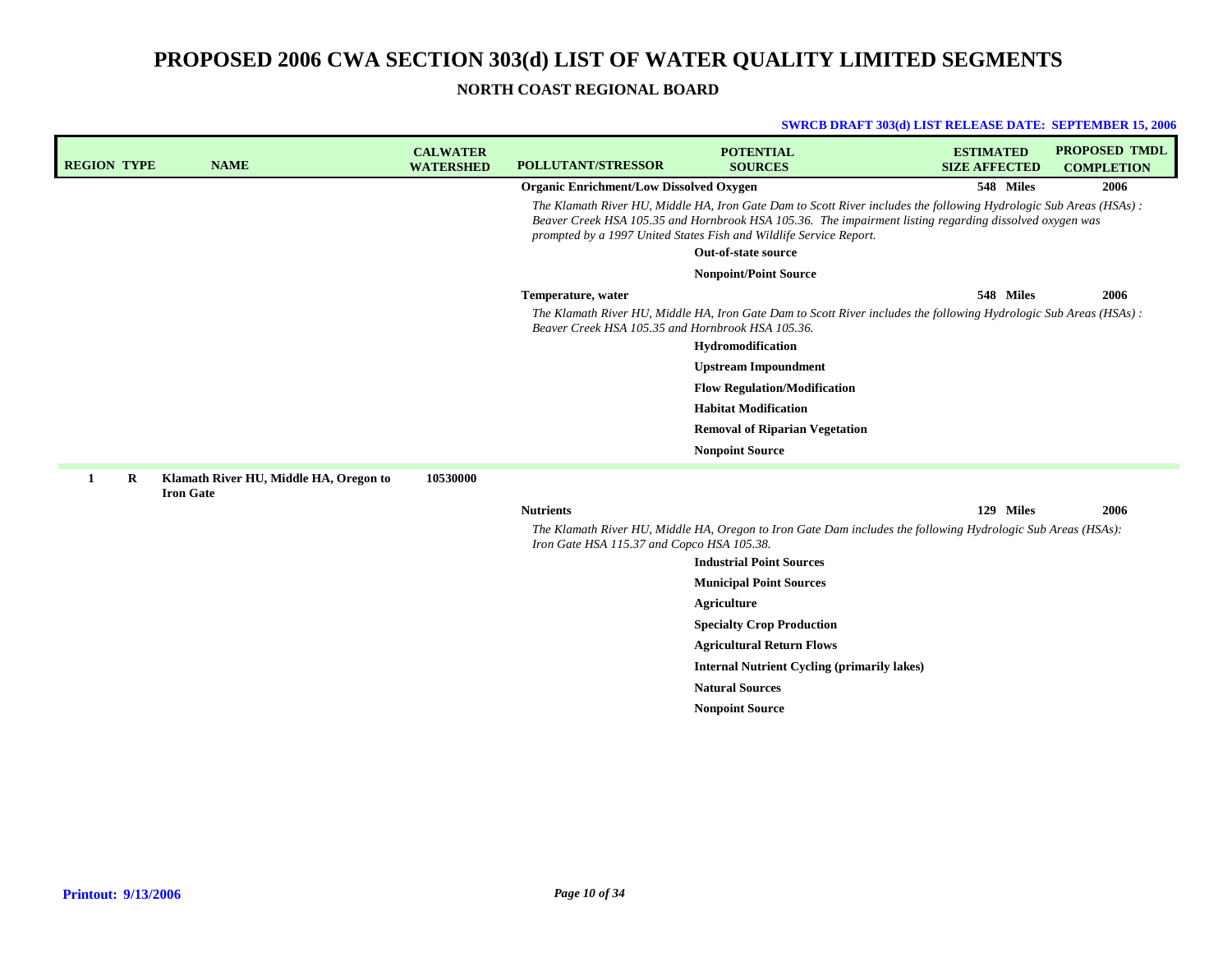# PROPOSED 2006 CWA SECTION 303(d) LIST OF WATER QUALITY LIMITED SEGMENTS

## NORTH COAST REGIONAL BOARD

**SWRCB DRAFT 303(d) LIST RELEASE DATE: SEPTEMBER 15, 2006**

| REGION | TYPE | NAME | CALWATER WATERSHED | POLLUTANT/STRESSOR | POTENTIAL SOURCES | ESTIMATED SIZE AFFECTED | PROPOSED TMDL COMPLETION |
|---|---|---|---|---|---|---|---|
| | | | | **Organic Enrichment/Low Dissolved Oxygen** | | **548 Miles** | **2006** |
| | | | | *The Klamath River HU, Middle HA, Iron Gate Dam to Scott River includes the following Hydrologic Sub Areas (HSAs) : Beaver Creek HSA 105.35 and Hornbrook HSA 105.36. The impairment listing regarding dissolved oxygen was prompted by a 1997 United States Fish and Wildlife Service Report.* | | | |
| | | | | | **Out-of-state source** | | |
| | | | | | **Nonpoint/Point Source** | | |
| | | | | **Temperature, water** | | **548 Miles** | **2006** |
| | | | | *The Klamath River HU, Middle HA, Iron Gate Dam to Scott River includes the following Hydrologic Sub Areas (HSAs) : Beaver Creek HSA 105.35 and Hornbrook HSA 105.36.* | | | |
| | | | | | **Hydromodification** | | |
| | | | | | **Upstream Impoundment** | | |
| | | | | | **Flow Regulation/Modification** | | |
| | | | | | **Habitat Modification** | | |
| | | | | | **Removal of Riparian Vegetation** | | |
| | | | | | **Nonpoint Source** | | |
| **1** | **R** | **Klamath River HU, Middle HA, Oregon to Iron Gate** | **10530000** | | | | |
| | | | | **Nutrients** | | **129 Miles** | **2006** |
| | | | | *The Klamath River HU, Middle HA, Oregon to Iron Gate Dam includes the following Hydrologic Sub Areas (HSAs): Iron Gate HSA 115.37 and Copco HSA 105.38.* | | | |
| | | | | | **Industrial Point Sources** | | |
| | | | | | **Municipal Point Sources** | | |
| | | | | | **Agriculture** | | |
| | | | | | **Specialty Crop Production** | | |
| | | | | | **Agricultural Return Flows** | | |
| | | | | | **Internal Nutrient Cycling (primarily lakes)** | | |
| | | | | | **Natural Sources** | | |
| | | | | | **Nonpoint Source** | | |

**Printout: 9/13/2006**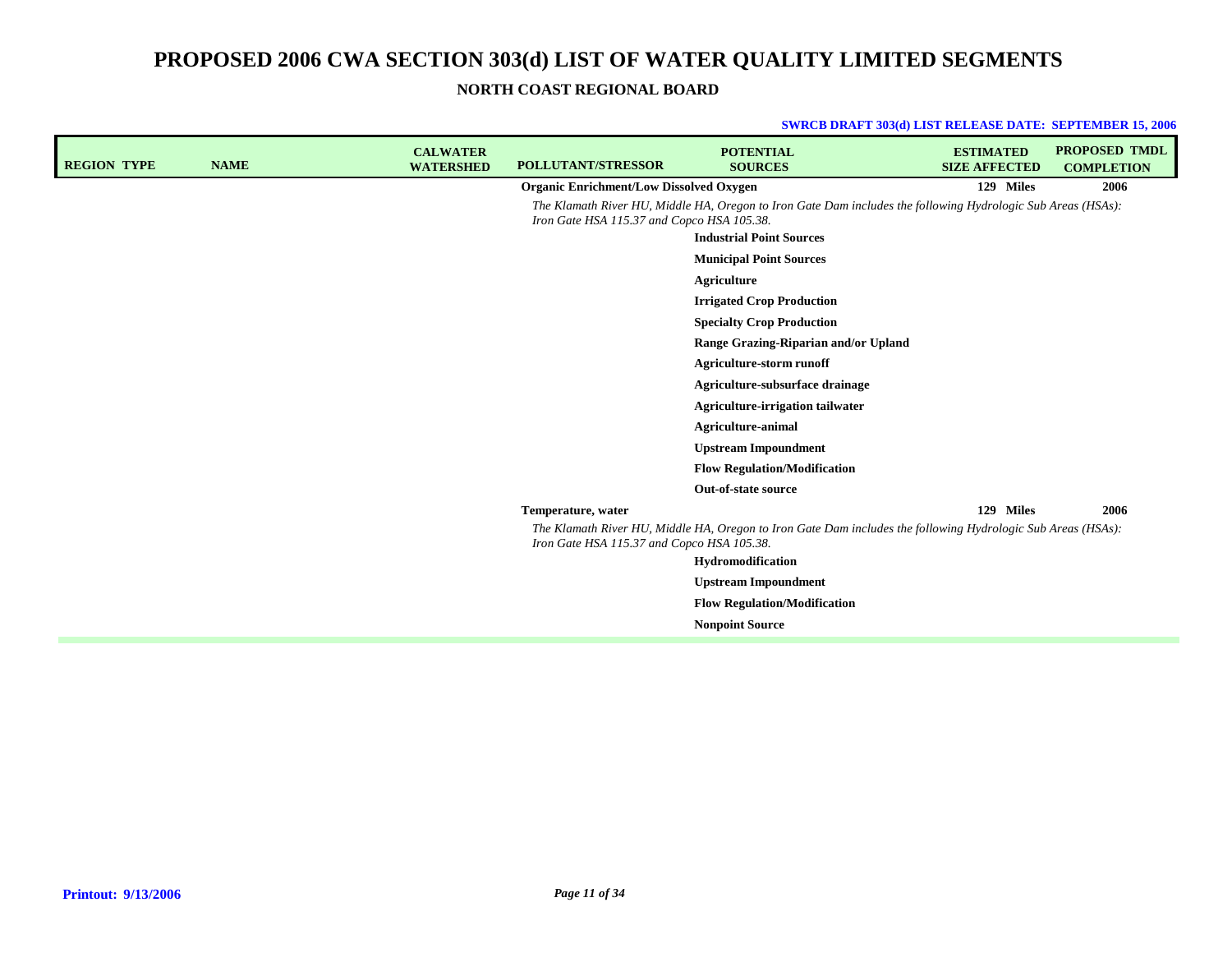# PROPOSED 2006 CWA SECTION 303(d) LIST OF WATER QUALITY LIMITED SEGMENTS

## NORTH COAST REGIONAL BOARD

**SWRCB DRAFT 303(d) LIST RELEASE DATE: SEPTEMBER 15, 2006**

| REGION | TYPE | NAME | CALWATER WATERSHED | POLLUTANT/STRESSOR | POTENTIAL SOURCES | ESTIMATED SIZE AFFECTED | PROPOSED TMDL COMPLETION |
|---|---|---|---|---|---|---|---|
| | | | | **Organic Enrichment/Low Dissolved Oxygen** | | **129 Miles** | **2006** |
| | | | | *The Klamath River HU, Middle HA, Oregon to Iron Gate Dam includes the following Hydrologic Sub Areas (HSAs): Iron Gate HSA 115.37 and Copco HSA 105.38.* | | | |
| | | | | | **Industrial Point Sources** | | |
| | | | | | **Municipal Point Sources** | | |
| | | | | | **Agriculture** | | |
| | | | | | **Irrigated Crop Production** | | |
| | | | | | **Specialty Crop Production** | | |
| | | | | | **Range Grazing-Riparian and/or Upland** | | |
| | | | | | **Agriculture-storm runoff** | | |
| | | | | | **Agriculture-subsurface drainage** | | |
| | | | | | **Agriculture-irrigation tailwater** | | |
| | | | | | **Agriculture-animal** | | |
| | | | | | **Upstream Impoundment** | | |
| | | | | | **Flow Regulation/Modification** | | |
| | | | | | **Out-of-state source** | | |
| | | | | **Temperature, water** | | **129 Miles** | **2006** |
| | | | | *The Klamath River HU, Middle HA, Oregon to Iron Gate Dam includes the following Hydrologic Sub Areas (HSAs): Iron Gate HSA 115.37 and Copco HSA 105.38.* | | | |
| | | | | | **Hydromodification** | | |
| | | | | | **Upstream Impoundment** | | |
| | | | | | **Flow Regulation/Modification** | | |
| | | | | | **Nonpoint Source** | | |

**Printout: 9/13/2006**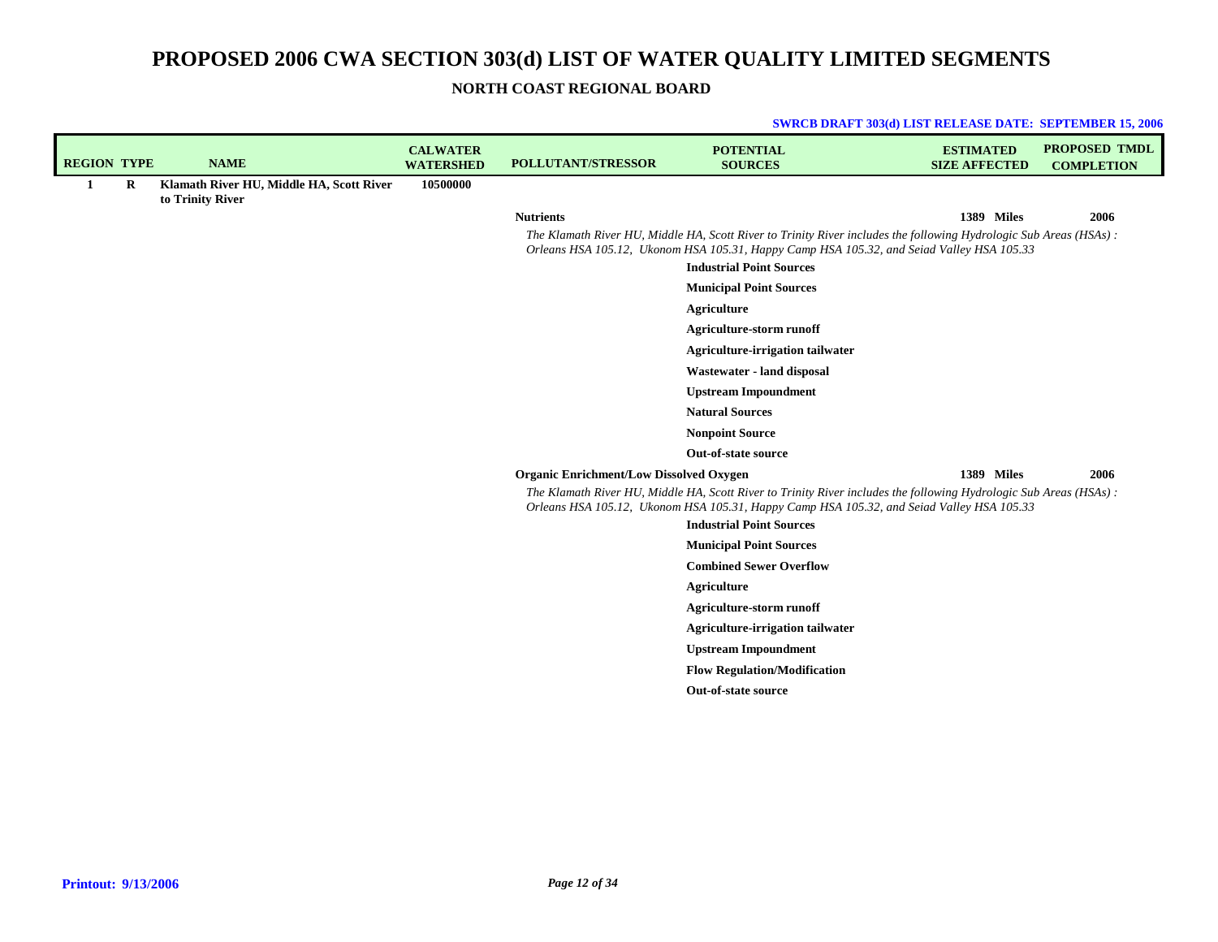# PROPOSED 2006 CWA SECTION 303(d) LIST OF WATER QUALITY LIMITED SEGMENTS

## NORTH COAST REGIONAL BOARD

**SWRCB DRAFT 303(d) LIST RELEASE DATE: SEPTEMBER 15, 2006**

| REGION | TYPE | NAME | CALWATER WATERSHED | POLLUTANT/STRESSOR | POTENTIAL SOURCES | ESTIMATED SIZE AFFECTED | PROPOSED TMDL COMPLETION |
|---|---|---|---|---|---|---|---|
| **1** | **R** | **Klamath River HU, Middle HA, Scott River to Trinity River** | **10500000** | | | | |
| | | | | **Nutrients** | | **1389 Miles** | **2006** |
| | | | | *The Klamath River HU, Middle HA, Scott River to Trinity River includes the following Hydrologic Sub Areas (HSAs) : Orleans HSA 105.12, Ukonom HSA 105.31, Happy Camp HSA 105.32, and Seiad Valley HSA 105.33* | | | |
| | | | | | **Industrial Point Sources** | | |
| | | | | | **Municipal Point Sources** | | |
| | | | | | **Agriculture** | | |
| | | | | | **Agriculture-storm runoff** | | |
| | | | | | **Agriculture-irrigation tailwater** | | |
| | | | | | **Wastewater - land disposal** | | |
| | | | | | **Upstream Impoundment** | | |
| | | | | | **Natural Sources** | | |
| | | | | | **Nonpoint Source** | | |
| | | | | | **Out-of-state source** | | |
| | | | | **Organic Enrichment/Low Dissolved Oxygen** | | **1389 Miles** | **2006** |
| | | | | *The Klamath River HU, Middle HA, Scott River to Trinity River includes the following Hydrologic Sub Areas (HSAs) : Orleans HSA 105.12, Ukonom HSA 105.31, Happy Camp HSA 105.32, and Seiad Valley HSA 105.33* | | | |
| | | | | | **Industrial Point Sources** | | |
| | | | | | **Municipal Point Sources** | | |
| | | | | | **Combined Sewer Overflow** | | |
| | | | | | **Agriculture** | | |
| | | | | | **Agriculture-storm runoff** | | |
| | | | | | **Agriculture-irrigation tailwater** | | |
| | | | | | **Upstream Impoundment** | | |
| | | | | | **Flow Regulation/Modification** | | |
| | | | | | **Out-of-state source** | | |

**Printout: 9/13/2006**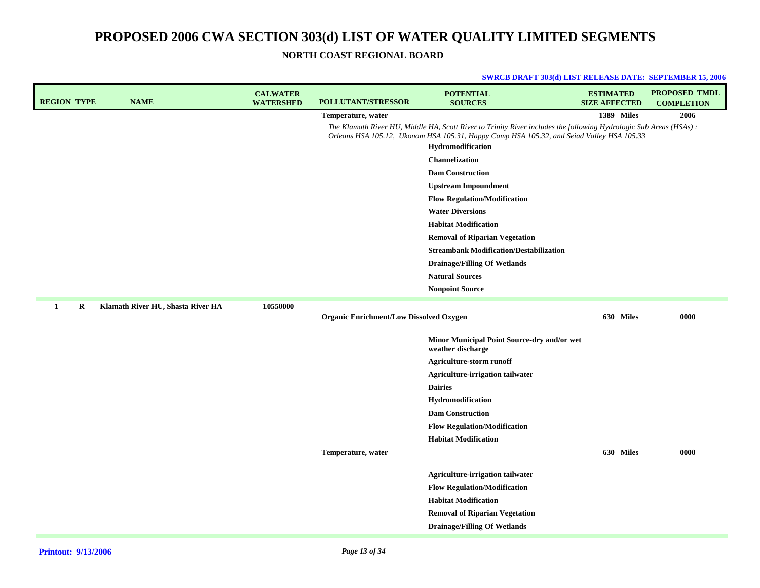# PROPOSED 2006 CWA SECTION 303(d) LIST OF WATER QUALITY LIMITED SEGMENTS

## NORTH COAST REGIONAL BOARD

**SWRCB DRAFT 303(d) LIST RELEASE DATE: SEPTEMBER 15, 2006**

| REGION | TYPE | NAME | CALWATER WATERSHED | POLLUTANT/STRESSOR | POTENTIAL SOURCES | ESTIMATED SIZE AFFECTED | PROPOSED TMDL COMPLETION |
|---|---|---|---|---|---|---|---|
| | | | | **Temperature, water** | | **1389 Miles** | **2006** |
| | | | | *The Klamath River HU, Middle HA, Scott River to Trinity River includes the following Hydrologic Sub Areas (HSAs) : Orleans HSA 105.12, Ukonom HSA 105.31, Happy Camp HSA 105.32, and Seiad Valley HSA 105.33* | | | |
| | | | | | **Hydromodification** | | |
| | | | | | **Channelization** | | |
| | | | | | **Dam Construction** | | |
| | | | | | **Upstream Impoundment** | | |
| | | | | | **Flow Regulation/Modification** | | |
| | | | | | **Water Diversions** | | |
| | | | | | **Habitat Modification** | | |
| | | | | | **Removal of Riparian Vegetation** | | |
| | | | | | **Streambank Modification/Destabilization** | | |
| | | | | | **Drainage/Filling Of Wetlands** | | |
| | | | | | **Natural Sources** | | |
| | | | | | **Nonpoint Source** | | |
| **1** | **R** | **Klamath River HU, Shasta River HA** | **10550000** | | | | |
| | | | | **Organic Enrichment/Low Dissolved Oxygen** | | **630 Miles** | **0000** |
| | | | | | **Minor Municipal Point Source-dry and/or wet weather discharge** | | |
| | | | | | **Agriculture-storm runoff** | | |
| | | | | | **Agriculture-irrigation tailwater** | | |
| | | | | | **Dairies** | | |
| | | | | | **Hydromodification** | | |
| | | | | | **Dam Construction** | | |
| | | | | | **Flow Regulation/Modification** | | |
| | | | | | **Habitat Modification** | | |
| | | | | **Temperature, water** | | **630 Miles** | **0000** |
| | | | | | **Agriculture-irrigation tailwater** | | |
| | | | | | **Flow Regulation/Modification** | | |
| | | | | | **Habitat Modification** | | |
| | | | | | **Removal of Riparian Vegetation** | | |
| | | | | | **Drainage/Filling Of Wetlands** | | |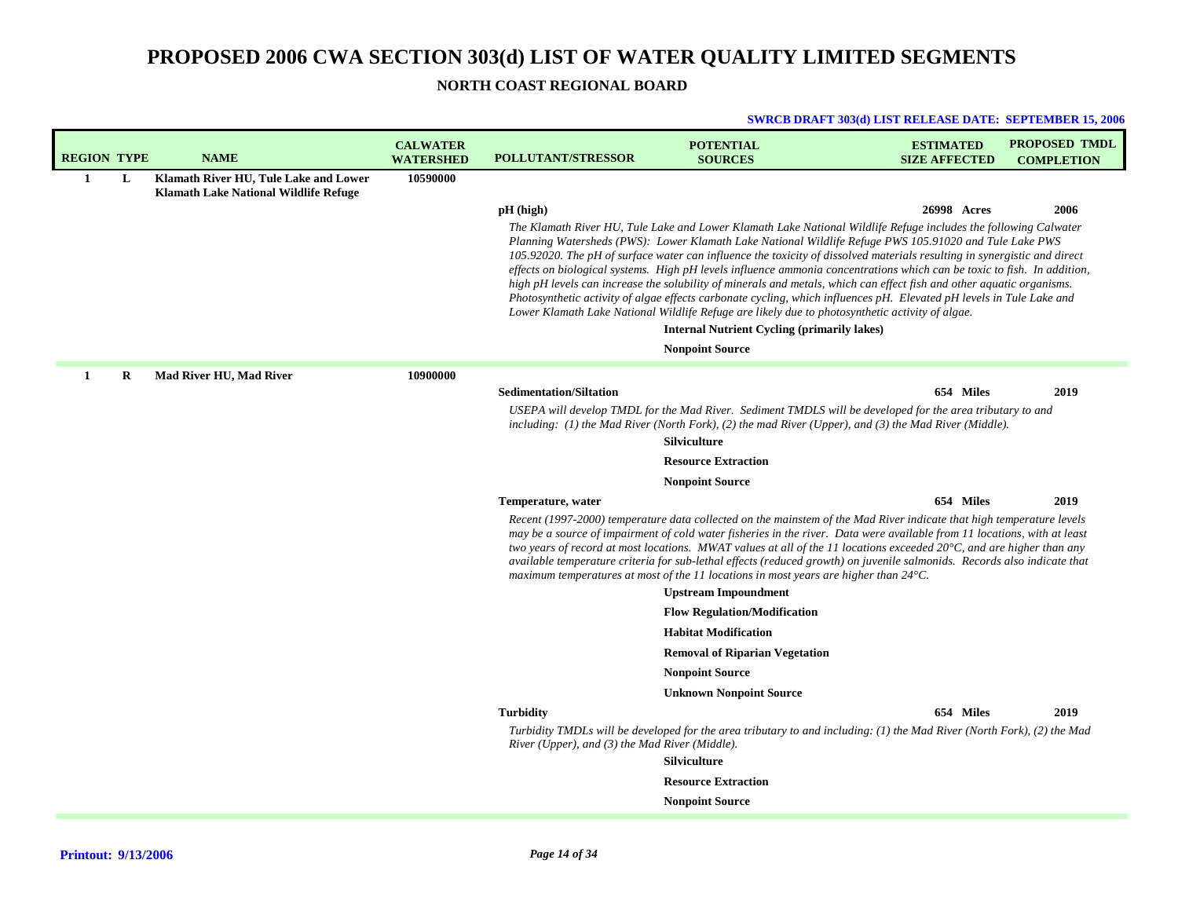# PROPOSED 2006 CWA SECTION 303(d) LIST OF WATER QUALITY LIMITED SEGMENTS

## NORTH COAST REGIONAL BOARD

**SWRCB DRAFT 303(d) LIST RELEASE DATE: SEPTEMBER 15, 2006**

| REGION | TYPE | NAME | CALWATER WATERSHED | POLLUTANT/STRESSOR | POTENTIAL SOURCES | ESTIMATED SIZE AFFECTED | PROPOSED TMDL COMPLETION |
|---|---|---|---|---|---|---|---|
| 1 | L | Klamath River HU, Tule Lake and Lower Klamath Lake National Wildlife Refuge | 10590000 | | | | |
| | | | | pH (high) | | 26998 Acres | 2006 |
| | | | | *The Klamath River HU, Tule Lake and Lower Klamath Lake National Wildlife Refuge includes the following Calwater Planning Watersheds (PWS): Lower Klamath Lake National Wildlife Refuge PWS 105.91020 and Tule Lake PWS 105.92020. The pH of surface water can influence the toxicity of dissolved materials resulting in synergistic and direct effects on biological systems. High pH levels influence ammonia concentrations which can be toxic to fish. In addition, high pH levels can increase the solubility of minerals and metals, which can effect fish and other aquatic organisms. Photosynthetic activity of algae effects carbonate cycling, which influences pH. Elevated pH levels in Tule Lake and Lower Klamath Lake National Wildlife Refuge are likely due to photosynthetic activity of algae.* | | | |
| | | | | | Internal Nutrient Cycling (primarily lakes) | | |
| | | | | | Nonpoint Source | | |
| 1 | R | Mad River HU, Mad River | 10900000 | | | | |
| | | | | Sedimentation/Siltation | | 654 Miles | 2019 |
| | | | | *USEPA will develop TMDL for the Mad River. Sediment TMDLS will be developed for the area tributary to and including: (1) the Mad River (North Fork), (2) the mad River (Upper), and (3) the Mad River (Middle).* | | | |
| | | | | | Silviculture | | |
| | | | | | Resource Extraction | | |
| | | | | | Nonpoint Source | | |
| | | | | Temperature, water | | 654 Miles | 2019 |
| | | | | *Recent (1997-2000) temperature data collected on the mainstem of the Mad River indicate that high temperature levels may be a source of impairment of cold water fisheries in the river. Data were available from 11 locations, with at least two years of record at most locations. MWAT values at all of the 11 locations exceeded 20°C, and are higher than any available temperature criteria for sub-lethal effects (reduced growth) on juvenile salmonids. Records also indicate that maximum temperatures at most of the 11 locations in most years are higher than 24°C.* | | | |
| | | | | | Upstream Impoundment | | |
| | | | | | Flow Regulation/Modification | | |
| | | | | | Habitat Modification | | |
| | | | | | Removal of Riparian Vegetation | | |
| | | | | | Nonpoint Source | | |
| | | | | | Unknown Nonpoint Source | | |
| | | | | Turbidity | | 654 Miles | 2019 |
| | | | | *Turbidity TMDLs will be developed for the area tributary to and including: (1) the Mad River (North Fork), (2) the Mad River (Upper), and (3) the Mad River (Middle).* | | | |
| | | | | | Silviculture | | |
| | | | | | Resource Extraction | | |
| | | | | | Nonpoint Source | | |

**Printout: 9/13/2006**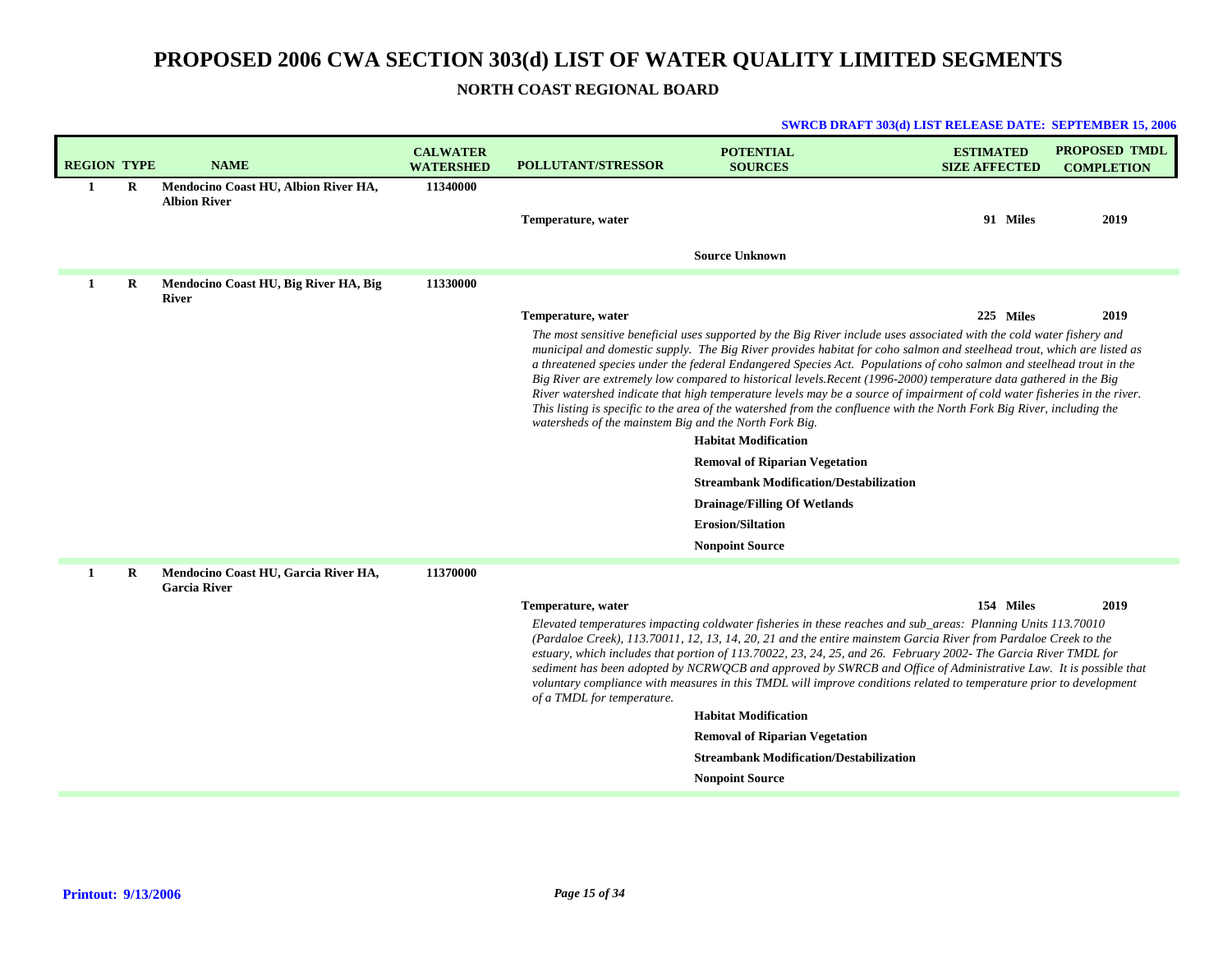# PROPOSED 2006 CWA SECTION 303(d) LIST OF WATER QUALITY LIMITED SEGMENTS

## NORTH COAST REGIONAL BOARD

**SWRCB DRAFT 303(d) LIST RELEASE DATE: SEPTEMBER 15, 2006**

| REGION | TYPE | NAME | CALWATER WATERSHED | POLLUTANT/STRESSOR | POTENTIAL SOURCES | ESTIMATED SIZE AFFECTED | PROPOSED TMDL COMPLETION |
|---|---|---|---|---|---|---|---|
| 1 | R | Mendocino Coast HU, Albion River HA, Albion River | 11340000 | | | | |
| | | | | Temperature, water | | 91 Miles | 2019 |
| | | | | | Source Unknown | | |
| 1 | R | Mendocino Coast HU, Big River HA, Big River | 11330000 | | | | |
| | | | | Temperature, water | | 225 Miles | 2019 |
| | | | | *The most sensitive beneficial uses supported by the Big River include uses associated with the cold water fishery and municipal and domestic supply. The Big River provides habitat for coho salmon and steelhead trout, which are listed as a threatened species under the federal Endangered Species Act. Populations of coho salmon and steelhead trout in the Big River are extremely low compared to historical levels.Recent (1996-2000) temperature data gathered in the Big River watershed indicate that high temperature levels may be a source of impairment of cold water fisheries in the river. This listing is specific to the area of the watershed from the confluence with the North Fork Big River, including the watersheds of the mainstem Big and the North Fork Big.* | | | |
| | | | | | Habitat Modification | | |
| | | | | | Removal of Riparian Vegetation | | |
| | | | | | Streambank Modification/Destabilization | | |
| | | | | | Drainage/Filling Of Wetlands | | |
| | | | | | Erosion/Siltation | | |
| | | | | | Nonpoint Source | | |
| 1 | R | Mendocino Coast HU, Garcia River HA, Garcia River | 11370000 | | | | |
| | | | | Temperature, water | | 154 Miles | 2019 |
| | | | | *Elevated temperatures impacting coldwater fisheries in these reaches and sub_areas: Planning Units 113.70010 (Pardaloe Creek), 113.70011, 12, 13, 14, 20, 21 and the entire mainstem Garcia River from Pardaloe Creek to the estuary, which includes that portion of 113.70022, 23, 24, 25, and 26. February 2002- The Garcia River TMDL for sediment has been adopted by NCRWQCB and approved by SWRCB and Office of Administrative Law. It is possible that voluntary compliance with measures in this TMDL will improve conditions related to temperature prior to development of a TMDL for temperature.* | | | |
| | | | | | Habitat Modification | | |
| | | | | | Removal of Riparian Vegetation | | |
| | | | | | Streambank Modification/Destabilization | | |
| | | | | | Nonpoint Source | | |

**Printout: 9/13/2006**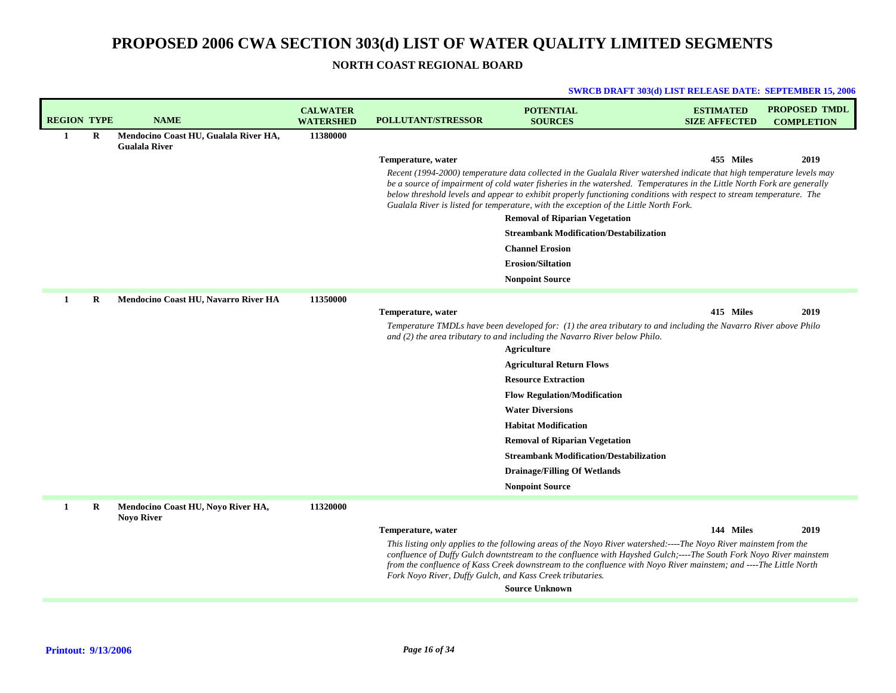# PROPOSED 2006 CWA SECTION 303(d) LIST OF WATER QUALITY LIMITED SEGMENTS

## NORTH COAST REGIONAL BOARD

**SWRCB DRAFT 303(d) LIST RELEASE DATE: SEPTEMBER 15, 2006**

| REGION | TYPE | NAME | CALWATER WATERSHED | POLLUTANT/STRESSOR | POTENTIAL SOURCES | ESTIMATED SIZE AFFECTED | PROPOSED TMDL COMPLETION |
|---|---|---|---|---|---|---|---|
| 1 | R | Mendocino Coast HU, Gualala River HA, Gualala River | 11380000 | | | | |
| | | | | Temperature, water | | 455 Miles | 2019 |
| | | | | *Recent (1994-2000) temperature data collected in the Gualala River watershed indicate that high temperature levels may be a source of impairment of cold water fisheries in the watershed. Temperatures in the Little North Fork are generally below threshold levels and appear to exhibit properly functioning conditions with respect to stream temperature. The Gualala River is listed for temperature, with the exception of the Little North Fork.* | | | |
| | | | | | Removal of Riparian Vegetation | | |
| | | | | | Streambank Modification/Destabilization | | |
| | | | | | Channel Erosion | | |
| | | | | | Erosion/Siltation | | |
| | | | | | Nonpoint Source | | |
| 1 | R | Mendocino Coast HU, Navarro River HA | 11350000 | | | | |
| | | | | Temperature, water | | 415 Miles | 2019 |
| | | | | *Temperature TMDLs have been developed for: (1) the area tributary to and including the Navarro River above Philo and (2) the area tributary to and including the Navarro River below Philo.* | | | |
| | | | | | Agriculture | | |
| | | | | | Agricultural Return Flows | | |
| | | | | | Resource Extraction | | |
| | | | | | Flow Regulation/Modification | | |
| | | | | | Water Diversions | | |
| | | | | | Habitat Modification | | |
| | | | | | Removal of Riparian Vegetation | | |
| | | | | | Streambank Modification/Destabilization | | |
| | | | | | Drainage/Filling Of Wetlands | | |
| | | | | | Nonpoint Source | | |
| 1 | R | Mendocino Coast HU, Noyo River HA, Noyo River | 11320000 | | | | |
| | | | | Temperature, water | | 144 Miles | 2019 |
| | | | | *This listing only applies to the following areas of the Noyo River watershed:----The Noyo River mainstem from the confluence of Duffy Gulch downtstream to the confluence with Hayshed Gulch;----The South Fork Noyo River mainstem from the confluence of Kass Creek downstream to the confluence with Noyo River mainstem; and ----The Little North Fork Noyo River, Duffy Gulch, and Kass Creek tributaries.* | | | |
| | | | | | Source Unknown | | |

**Printout: 9/13/2006**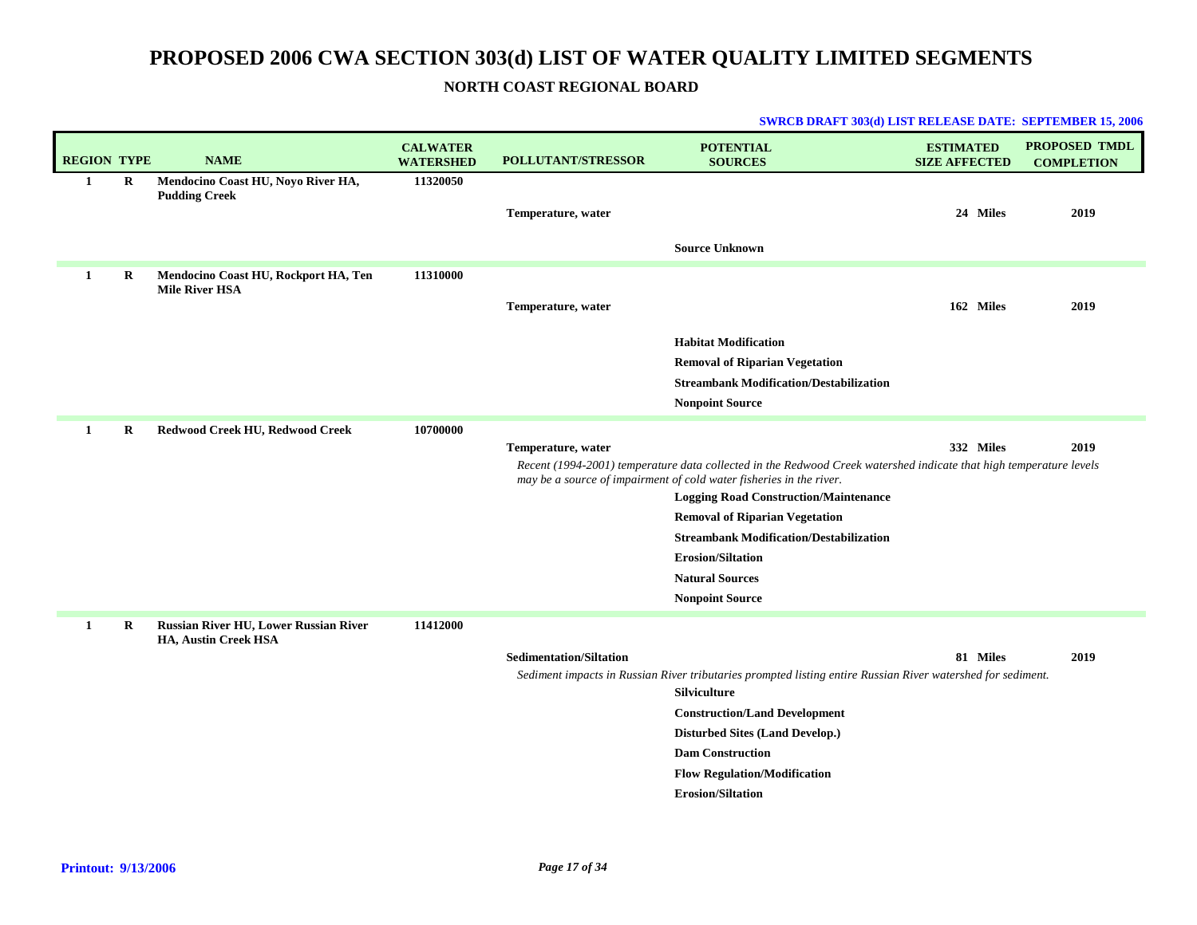# PROPOSED 2006 CWA SECTION 303(d) LIST OF WATER QUALITY LIMITED SEGMENTS

## NORTH COAST REGIONAL BOARD

**SWRCB DRAFT 303(d) LIST RELEASE DATE: SEPTEMBER 15, 2006**

| REGION | TYPE | NAME | CALWATER WATERSHED | POLLUTANT/STRESSOR | POTENTIAL SOURCES | ESTIMATED SIZE AFFECTED | PROPOSED TMDL COMPLETION |
|---|---|---|---|---|---|---|---|
| 1 | R | Mendocino Coast HU, Noyo River HA, Pudding Creek | 11320050 | | | | |
| | | | | Temperature, water | | 24 Miles | 2019 |
| | | | | | Source Unknown | | |
| 1 | R | Mendocino Coast HU, Rockport HA, Ten Mile River HSA | 11310000 | | | | |
| | | | | Temperature, water | | 162 Miles | 2019 |
| | | | | | Habitat Modification | | |
| | | | | | Removal of Riparian Vegetation | | |
| | | | | | Streambank Modification/Destabilization | | |
| | | | | | Nonpoint Source | | |
| 1 | R | Redwood Creek HU, Redwood Creek | 10700000 | | | | |
| | | | | Temperature, water | | 332 Miles | 2019 |
| | | | | *Recent (1994-2001) temperature data collected in the Redwood Creek watershed indicate that high temperature levels may be a source of impairment of cold water fisheries in the river.* | | | |
| | | | | | Logging Road Construction/Maintenance | | |
| | | | | | Removal of Riparian Vegetation | | |
| | | | | | Streambank Modification/Destabilization | | |
| | | | | | Erosion/Siltation | | |
| | | | | | Natural Sources | | |
| | | | | | Nonpoint Source | | |
| 1 | R | Russian River HU, Lower Russian River HA, Austin Creek HSA | 11412000 | | | | |
| | | | | Sedimentation/Siltation | | 81 Miles | 2019 |
| | | | | *Sediment impacts in Russian River tributaries prompted listing entire Russian River watershed for sediment.* | | | |
| | | | | | Silviculture | | |
| | | | | | Construction/Land Development | | |
| | | | | | Disturbed Sites (Land Develop.) | | |
| | | | | | Dam Construction | | |
| | | | | | Flow Regulation/Modification | | |
| | | | | | Erosion/Siltation | | |

**Printout: 9/13/2006**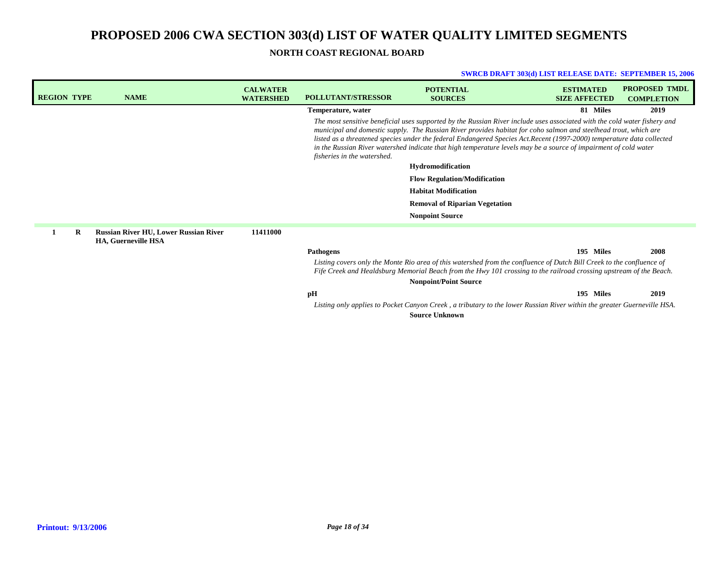# PROPOSED 2006 CWA SECTION 303(d) LIST OF WATER QUALITY LIMITED SEGMENTS

## NORTH COAST REGIONAL BOARD

**SWRCB DRAFT 303(d) LIST RELEASE DATE: SEPTEMBER 15, 2006**

| REGION | TYPE | NAME | CALWATER WATERSHED | POLLUTANT/STRESSOR | POTENTIAL SOURCES | ESTIMATED SIZE AFFECTED | PROPOSED TMDL COMPLETION |
|---|---|---|---|---|---|---|---|
| | | | | **Temperature, water** | | **81 Miles** | **2019** |
| | | | | *The most sensitive beneficial uses supported by the Russian River include uses associated with the cold water fishery and municipal and domestic supply. The Russian River provides habitat for coho salmon and steelhead trout, which are listed as a threatened species under the federal Endangered Species Act.Recent (1997-2000) temperature data collected in the Russian River watershed indicate that high temperature levels may be a source of impairment of cold water fisheries in the watershed.* | | | |
| | | | | | **Hydromodification** | | |
| | | | | | **Flow Regulation/Modification** | | |
| | | | | | **Habitat Modification** | | |
| | | | | | **Removal of Riparian Vegetation** | | |
| | | | | | **Nonpoint Source** | | |
| **1** | **R** | **Russian River HU, Lower Russian River HA, Guerneville HSA** | **11411000** | | | | |
| | | | | **Pathogens** | | **195 Miles** | **2008** |
| | | | | *Listing covers only the Monte Rio area of this watershed from the confluence of Dutch Bill Creek to the confluence of Fife Creek and Healdsburg Memorial Beach from the Hwy 101 crossing to the railroad crossing upstream of the Beach.* | | | |
| | | | | | **Nonpoint/Point Source** | | |
| | | | | **pH** | | **195 Miles** | **2019** |
| | | | | *Listing only applies to Pocket Canyon Creek , a tributary to the lower Russian River within the greater Guerneville HSA.* | | | |
| | | | | | **Source Unknown** | | |

**Printout: 9/13/2006**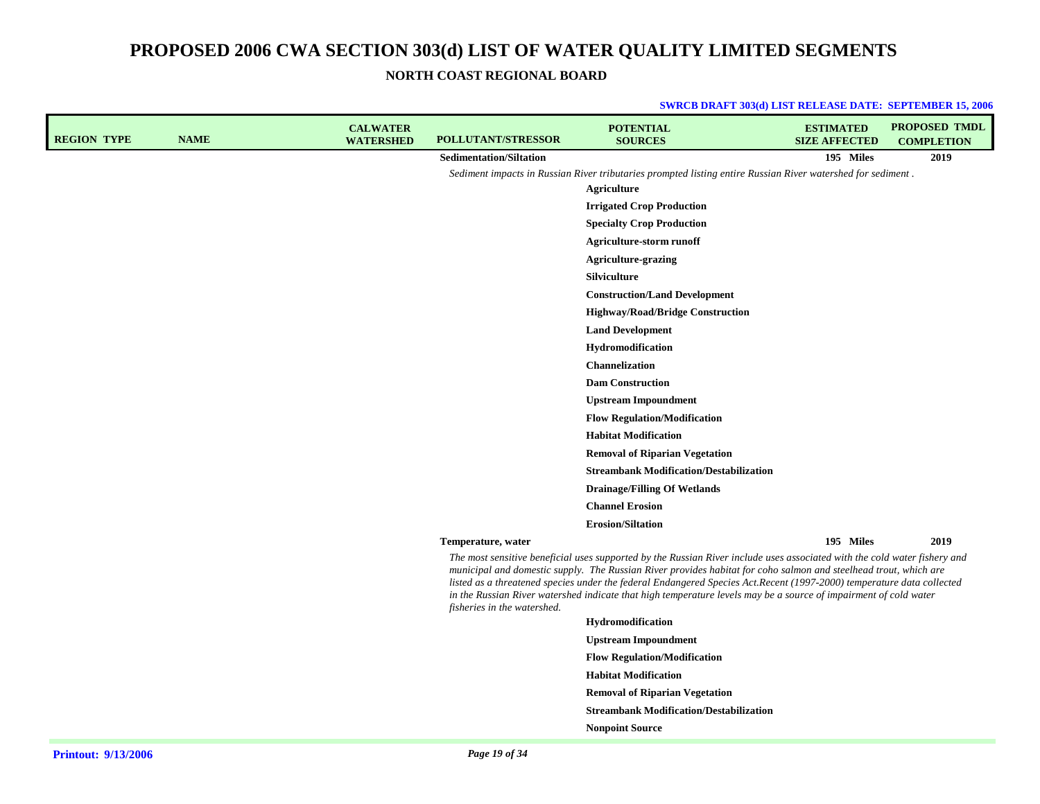# PROPOSED 2006 CWA SECTION 303(d) LIST OF WATER QUALITY LIMITED SEGMENTS

## NORTH COAST REGIONAL BOARD

**SWRCB DRAFT 303(d) LIST RELEASE DATE: SEPTEMBER 15, 2006**

| REGION | TYPE | NAME | CALWATER WATERSHED | POLLUTANT/STRESSOR | POTENTIAL SOURCES | ESTIMATED SIZE AFFECTED | PROPOSED TMDL COMPLETION |
|---|---|---|---|---|---|---|---|
| | | | | **Sedimentation/Siltation** | | **195 Miles** | **2019** |
| | | | | *Sediment impacts in Russian River tributaries prompted listing entire Russian River watershed for sediment .* | | | |
| | | | | | **Agriculture** | | |
| | | | | | **Irrigated Crop Production** | | |
| | | | | | **Specialty Crop Production** | | |
| | | | | | **Agriculture-storm runoff** | | |
| | | | | | **Agriculture-grazing** | | |
| | | | | | **Silviculture** | | |
| | | | | | **Construction/Land Development** | | |
| | | | | | **Highway/Road/Bridge Construction** | | |
| | | | | | **Land Development** | | |
| | | | | | **Hydromodification** | | |
| | | | | | **Channelization** | | |
| | | | | | **Dam Construction** | | |
| | | | | | **Upstream Impoundment** | | |
| | | | | | **Flow Regulation/Modification** | | |
| | | | | | **Habitat Modification** | | |
| | | | | | **Removal of Riparian Vegetation** | | |
| | | | | | **Streambank Modification/Destabilization** | | |
| | | | | | **Drainage/Filling Of Wetlands** | | |
| | | | | | **Channel Erosion** | | |
| | | | | | **Erosion/Siltation** | | |
| | | | | **Temperature, water** | | **195 Miles** | **2019** |
| | | | | *The most sensitive beneficial uses supported by the Russian River include uses associated with the cold water fishery and municipal and domestic supply. The Russian River provides habitat for coho salmon and steelhead trout, which are listed as a threatened species under the federal Endangered Species Act.Recent (1997-2000) temperature data collected in the Russian River watershed indicate that high temperature levels may be a source of impairment of cold water fisheries in the watershed.* | | | |
| | | | | | **Hydromodification** | | |
| | | | | | **Upstream Impoundment** | | |
| | | | | | **Flow Regulation/Modification** | | |
| | | | | | **Habitat Modification** | | |
| | | | | | **Removal of Riparian Vegetation** | | |
| | | | | | **Streambank Modification/Destabilization** | | |
| | | | | | **Nonpoint Source** | | |

**Printout: 9/13/2006**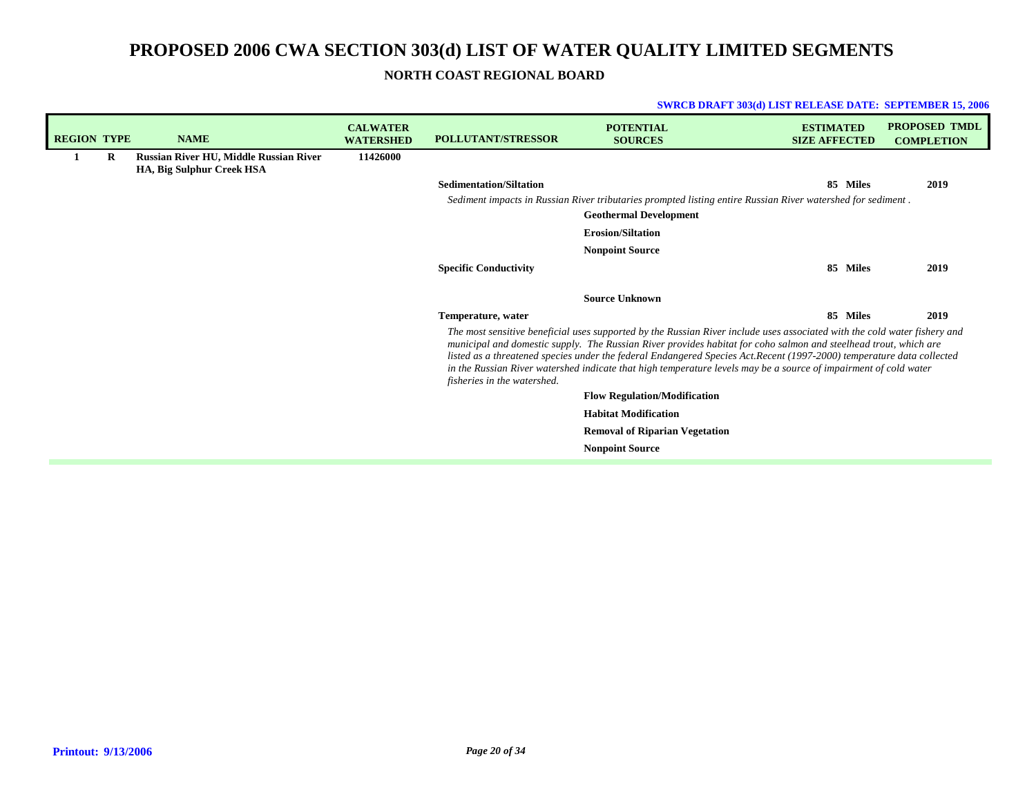# PROPOSED 2006 CWA SECTION 303(d) LIST OF WATER QUALITY LIMITED SEGMENTS

## NORTH COAST REGIONAL BOARD

**SWRCB DRAFT 303(d) LIST RELEASE DATE: SEPTEMBER 15, 2006**

| REGION | TYPE | NAME | CALWATER WATERSHED | POLLUTANT/STRESSOR | POTENTIAL SOURCES | ESTIMATED SIZE AFFECTED | PROPOSED TMDL COMPLETION |
|---|---|---|---|---|---|---|---|
| **1** | **R** | **Russian River HU, Middle Russian River HA, Big Sulphur Creek HSA** | **11426000** | | | | |
| | | | | **Sedimentation/Siltation** | | **85 Miles** | **2019** |
| | | | | *Sediment impacts in Russian River tributaries prompted listing entire Russian River watershed for sediment .* | | | |
| | | | | | **Geothermal Development** | | |
| | | | | | **Erosion/Siltation** | | |
| | | | | | **Nonpoint Source** | | |
| | | | | **Specific Conductivity** | | **85 Miles** | **2019** |
| | | | | | **Source Unknown** | | |
| | | | | **Temperature, water** | | **85 Miles** | **2019** |
| | | | | *The most sensitive beneficial uses supported by the Russian River include uses associated with the cold water fishery and municipal and domestic supply. The Russian River provides habitat for coho salmon and steelhead trout, which are listed as a threatened species under the federal Endangered Species Act.Recent (1997-2000) temperature data collected in the Russian River watershed indicate that high temperature levels may be a source of impairment of cold water fisheries in the watershed.* | | | |
| | | | | | **Flow Regulation/Modification** | | |
| | | | | | **Habitat Modification** | | |
| | | | | | **Removal of Riparian Vegetation** | | |
| | | | | | **Nonpoint Source** | | |

**Printout: 9/13/2006**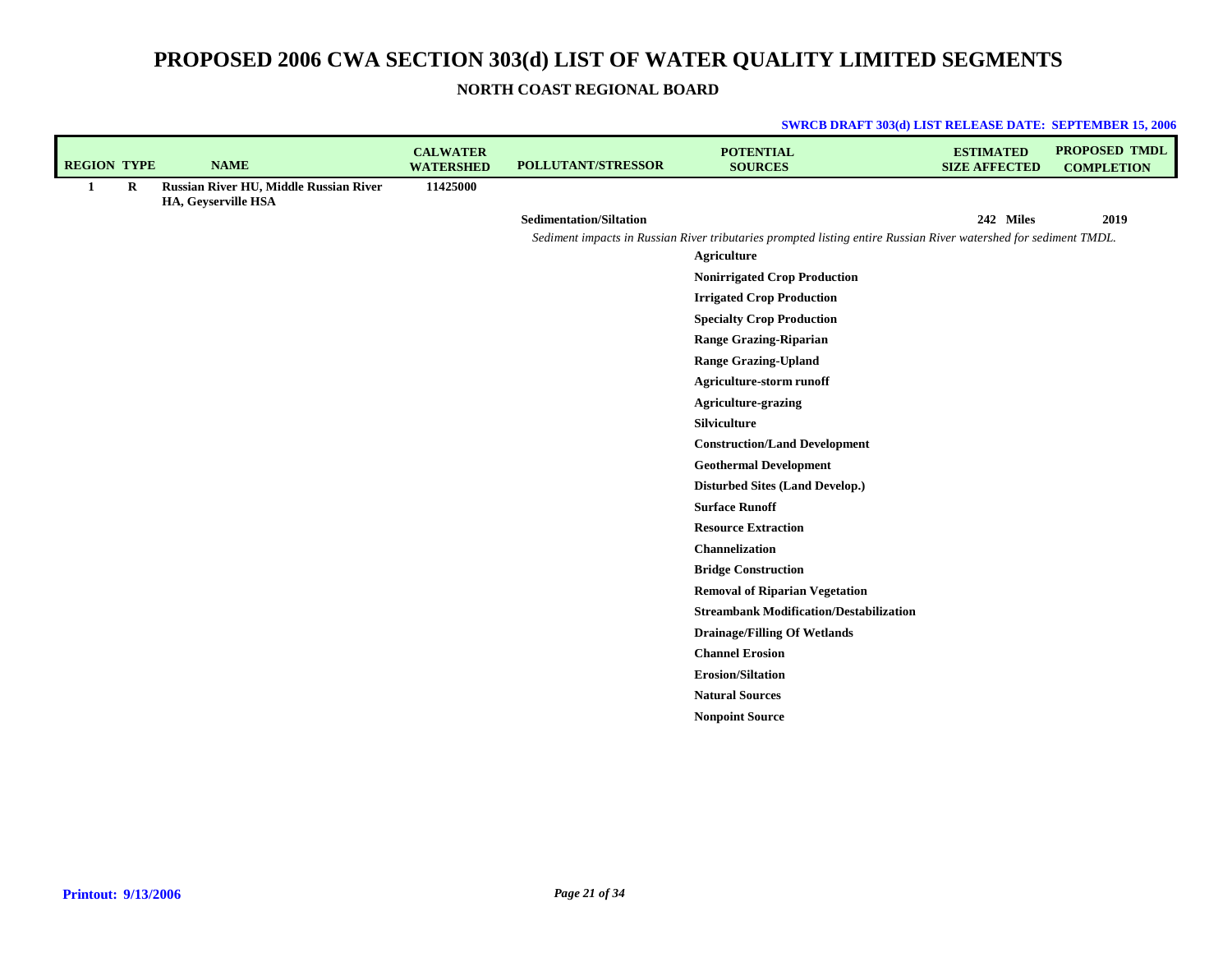# PROPOSED 2006 CWA SECTION 303(d) LIST OF WATER QUALITY LIMITED SEGMENTS

## NORTH COAST REGIONAL BOARD

**SWRCB DRAFT 303(d) LIST RELEASE DATE: SEPTEMBER 15, 2006**

| REGION | TYPE | NAME | CALWATER WATERSHED | POLLUTANT/STRESSOR | POTENTIAL SOURCES | ESTIMATED SIZE AFFECTED | PROPOSED TMDL COMPLETION |
|---|---|---|---|---|---|---|---|
| 1 | R | Russian River HU, Middle Russian River HA, Geyserville HSA | 11425000 | | | | |
| | | | | Sedimentation/Siltation | | 242 Miles | 2019 |
| | | | | *Sediment impacts in Russian River tributaries prompted listing entire Russian River watershed for sediment TMDL.* | | | |
| | | | | | Agriculture | | |
| | | | | | Nonirrigated Crop Production | | |
| | | | | | Irrigated Crop Production | | |
| | | | | | Specialty Crop Production | | |
| | | | | | Range Grazing-Riparian | | |
| | | | | | Range Grazing-Upland | | |
| | | | | | Agriculture-storm runoff | | |
| | | | | | Agriculture-grazing | | |
| | | | | | Silviculture | | |
| | | | | | Construction/Land Development | | |
| | | | | | Geothermal Development | | |
| | | | | | Disturbed Sites (Land Develop.) | | |
| | | | | | Surface Runoff | | |
| | | | | | Resource Extraction | | |
| | | | | | Channelization | | |
| | | | | | Bridge Construction | | |
| | | | | | Removal of Riparian Vegetation | | |
| | | | | | Streambank Modification/Destabilization | | |
| | | | | | Drainage/Filling Of Wetlands | | |
| | | | | | Channel Erosion | | |
| | | | | | Erosion/Siltation | | |
| | | | | | Natural Sources | | |
| | | | | | Nonpoint Source | | |

Printout: 9/13/2006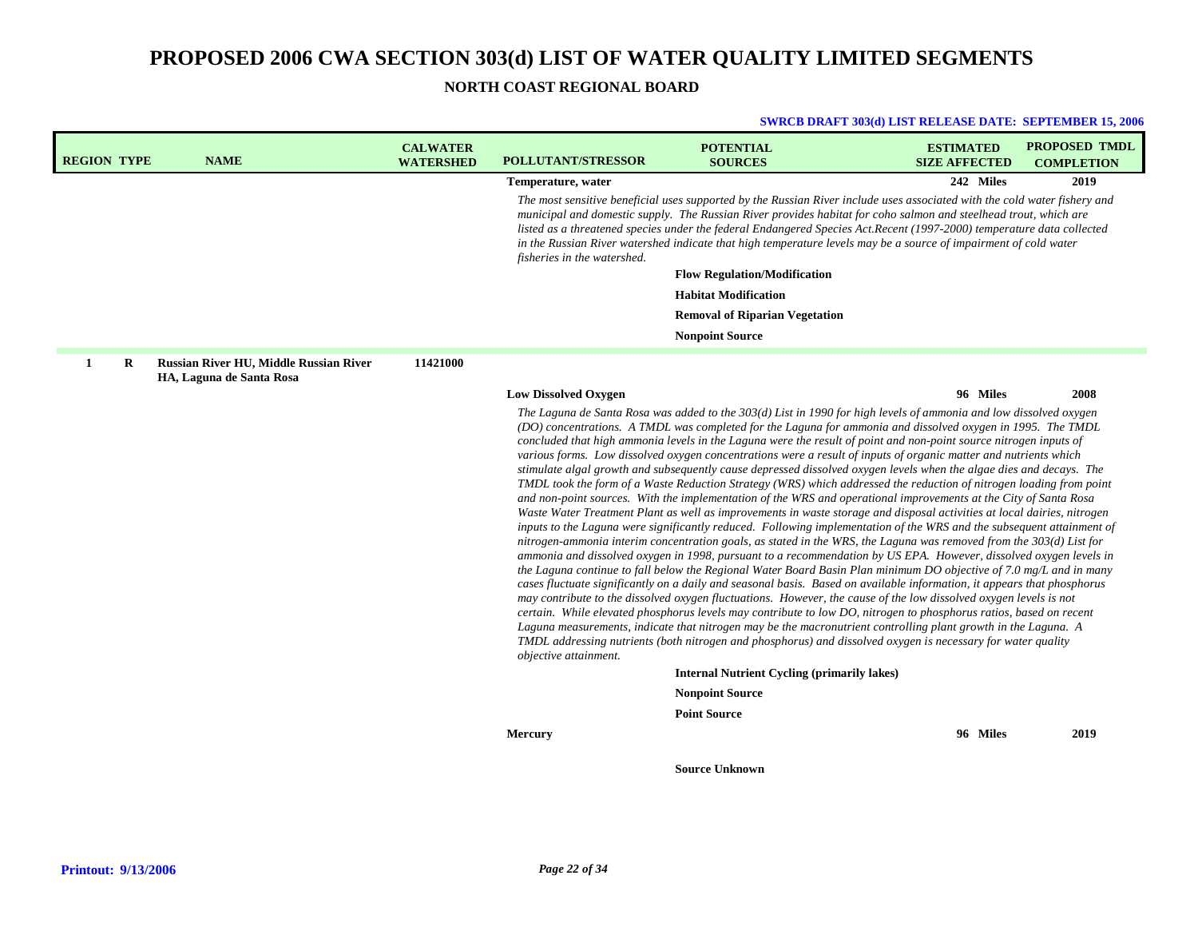# PROPOSED 2006 CWA SECTION 303(d) LIST OF WATER QUALITY LIMITED SEGMENTS

## NORTH COAST REGIONAL BOARD

**SWRCB DRAFT 303(d) LIST RELEASE DATE: SEPTEMBER 15, 2006**

| REGION | TYPE | NAME | CALWATER WATERSHED | POLLUTANT/STRESSOR | POTENTIAL SOURCES | ESTIMATED SIZE AFFECTED | PROPOSED TMDL COMPLETION |
|---|---|---|---|---|---|---|---|
| | | | | **Temperature, water** | | **242 Miles** | **2019** |
| | | | | *The most sensitive beneficial uses supported by the Russian River include uses associated with the cold water fishery and municipal and domestic supply. The Russian River provides habitat for coho salmon and steelhead trout, which are listed as a threatened species under the federal Endangered Species Act.Recent (1997-2000) temperature data collected in the Russian River watershed indicate that high temperature levels may be a source of impairment of cold water fisheries in the watershed.* | | | |
| | | | | | **Flow Regulation/Modification** | | |
| | | | | | **Habitat Modification** | | |
| | | | | | **Removal of Riparian Vegetation** | | |
| | | | | | **Nonpoint Source** | | |
| **1** | **R** | **Russian River HU, Middle Russian River HA, Laguna de Santa Rosa** | **11421000** | | | | |
| | | | | **Low Dissolved Oxygen** | | **96 Miles** | **2008** |
| | | | | *The Laguna de Santa Rosa was added to the 303(d) List in 1990 for high levels of ammonia and low dissolved oxygen (DO) concentrations. A TMDL was completed for the Laguna for ammonia and dissolved oxygen in 1995. The TMDL concluded that high ammonia levels in the Laguna were the result of point and non-point source nitrogen inputs of various forms. Low dissolved oxygen concentrations were a result of inputs of organic matter and nutrients which stimulate algal growth and subsequently cause depressed dissolved oxygen levels when the algae dies and decays. The TMDL took the form of a Waste Reduction Strategy (WRS) which addressed the reduction of nitrogen loading from point and non-point sources. With the implementation of the WRS and operational improvements at the City of Santa Rosa Waste Water Treatment Plant as well as improvements in waste storage and disposal activities at local dairies, nitrogen inputs to the Laguna were significantly reduced. Following implementation of the WRS and the subsequent attainment of nitrogen-ammonia interim concentration goals, as stated in the WRS, the Laguna was removed from the 303(d) List for ammonia and dissolved oxygen in 1998, pursuant to a recommendation by US EPA. However, dissolved oxygen levels in the Laguna continue to fall below the Regional Water Board Basin Plan minimum DO objective of 7.0 mg/L and in many cases fluctuate significantly on a daily and seasonal basis. Based on available information, it appears that phosphorus may contribute to the dissolved oxygen fluctuations. However, the cause of the low dissolved oxygen levels is not certain. While elevated phosphorus levels may contribute to low DO, nitrogen to phosphorus ratios, based on recent Laguna measurements, indicate that nitrogen may be the macronutrient controlling plant growth in the Laguna. A TMDL addressing nutrients (both nitrogen and phosphorus) and dissolved oxygen is necessary for water quality objective attainment.* | | | |
| | | | | | **Internal Nutrient Cycling (primarily lakes)** | | |
| | | | | | **Nonpoint Source** | | |
| | | | | | **Point Source** | | |
| | | | | **Mercury** | | **96 Miles** | **2019** |
| | | | | | **Source Unknown** | | |

**Printout: 9/13/2006**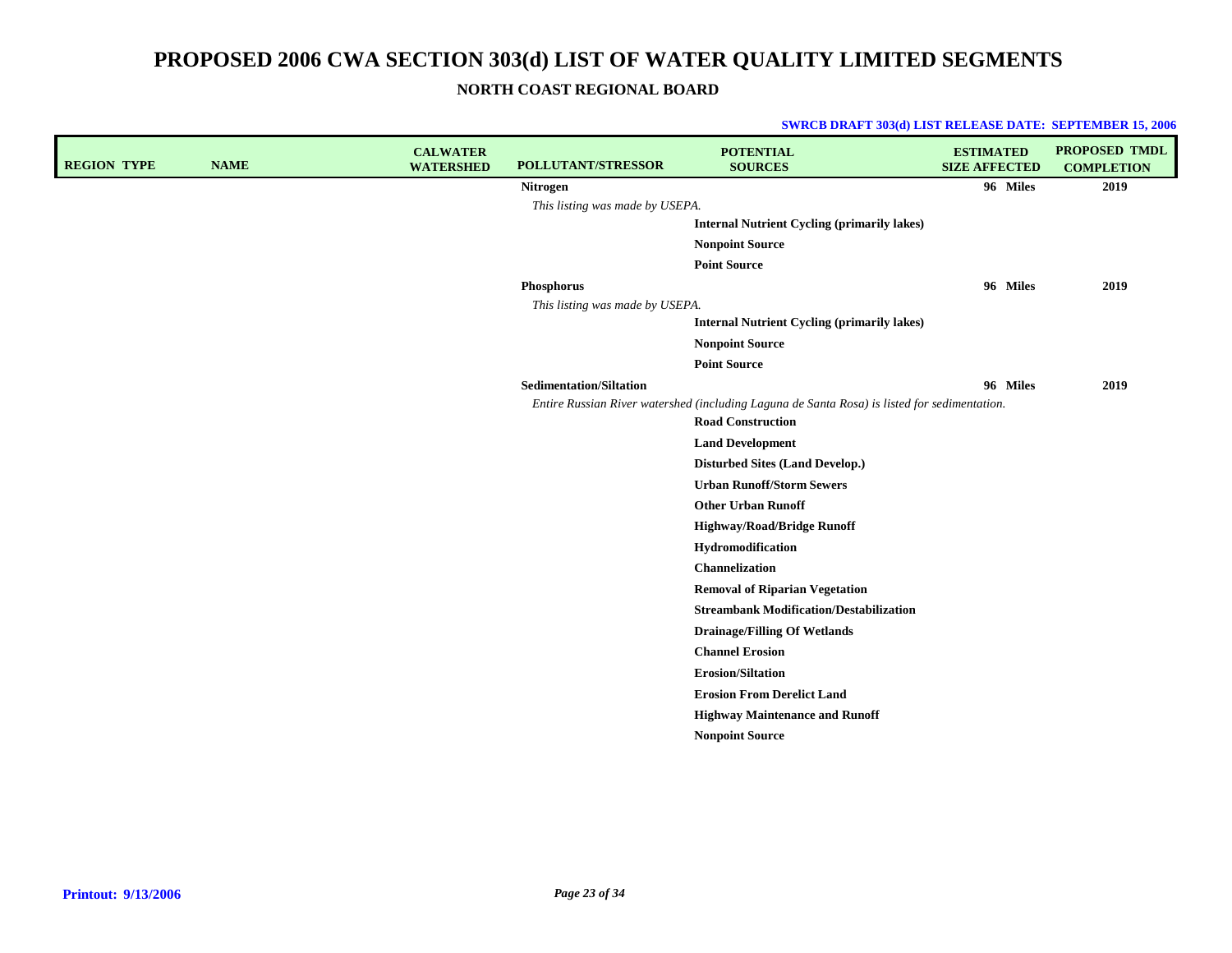# PROPOSED 2006 CWA SECTION 303(d) LIST OF WATER QUALITY LIMITED SEGMENTS

## NORTH COAST REGIONAL BOARD

**SWRCB DRAFT 303(d) LIST RELEASE DATE: SEPTEMBER 15, 2006**

| REGION | TYPE | NAME | CALWATER WATERSHED | POLLUTANT/STRESSOR | POTENTIAL SOURCES | ESTIMATED SIZE AFFECTED | PROPOSED TMDL COMPLETION |
|---|---|---|---|---|---|---|---|
| | | | | **Nitrogen** | | **96 Miles** | **2019** |
| | | | | *This listing was made by USEPA.* | | | |
| | | | | | **Internal Nutrient Cycling (primarily lakes)** | | |
| | | | | | **Nonpoint Source** | | |
| | | | | | **Point Source** | | |
| | | | | **Phosphorus** | | **96 Miles** | **2019** |
| | | | | *This listing was made by USEPA.* | | | |
| | | | | | **Internal Nutrient Cycling (primarily lakes)** | | |
| | | | | | **Nonpoint Source** | | |
| | | | | | **Point Source** | | |
| | | | | **Sedimentation/Siltation** | | **96 Miles** | **2019** |
| | | | | *Entire Russian River watershed (including Laguna de Santa Rosa) is listed for sedimentation.* | | | |
| | | | | | **Road Construction** | | |
| | | | | | **Land Development** | | |
| | | | | | **Disturbed Sites (Land Develop.)** | | |
| | | | | | **Urban Runoff/Storm Sewers** | | |
| | | | | | **Other Urban Runoff** | | |
| | | | | | **Highway/Road/Bridge Runoff** | | |
| | | | | | **Hydromodification** | | |
| | | | | | **Channelization** | | |
| | | | | | **Removal of Riparian Vegetation** | | |
| | | | | | **Streambank Modification/Destabilization** | | |
| | | | | | **Drainage/Filling Of Wetlands** | | |
| | | | | | **Channel Erosion** | | |
| | | | | | **Erosion/Siltation** | | |
| | | | | | **Erosion From Derelict Land** | | |
| | | | | | **Highway Maintenance and Runoff** | | |
| | | | | | **Nonpoint Source** | | |

**Printout: 9/13/2006**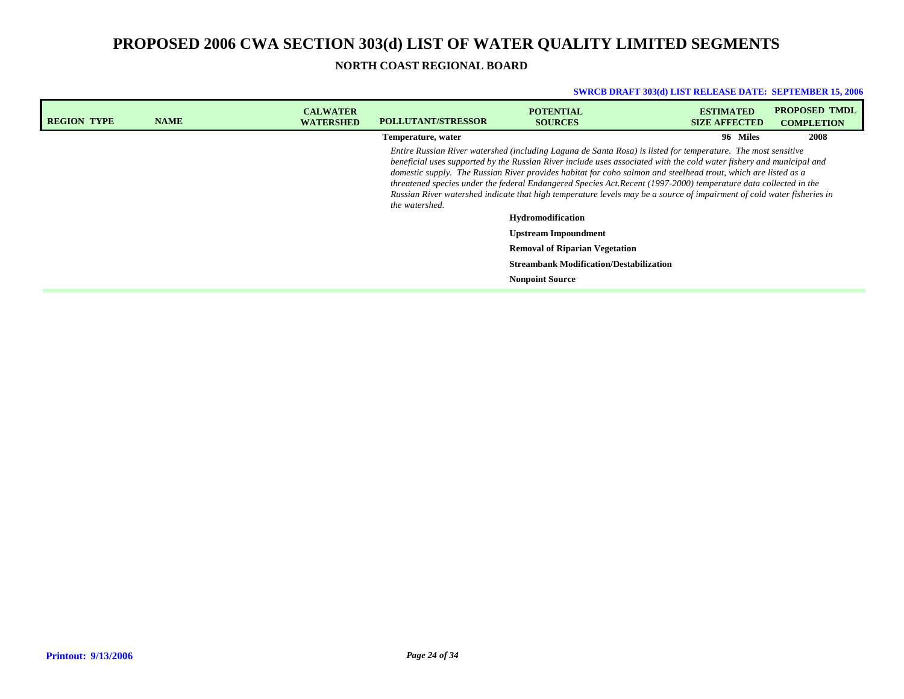# PROPOSED 2006 CWA SECTION 303(d) LIST OF WATER QUALITY LIMITED SEGMENTS

## NORTH COAST REGIONAL BOARD

**SWRCB DRAFT 303(d) LIST RELEASE DATE: SEPTEMBER 15, 2006**

| REGION | TYPE | NAME | CALWATER WATERSHED | POLLUTANT/STRESSOR | POTENTIAL SOURCES | ESTIMATED SIZE AFFECTED | PROPOSED TMDL COMPLETION |
|---|---|---|---|---|---|---|---|
| | | | | **Temperature, water** | | **96 Miles** | **2008** |
| | | | | *Entire Russian River watershed (including Laguna de Santa Rosa) is listed for temperature. The most sensitive beneficial uses supported by the Russian River include uses associated with the cold water fishery and municipal and domestic supply. The Russian River provides habitat for coho salmon and steelhead trout, which are listed as a threatened species under the federal Endangered Species Act.Recent (1997-2000) temperature data collected in the Russian River watershed indicate that high temperature levels may be a source of impairment of cold water fisheries in the watershed.* | | | |
| | | | | | **Hydromodification** | | |
| | | | | | **Upstream Impoundment** | | |
| | | | | | **Removal of Riparian Vegetation** | | |
| | | | | | **Streambank Modification/Destabilization** | | |
| | | | | | **Nonpoint Source** | | |

**Printout: 9/13/2006**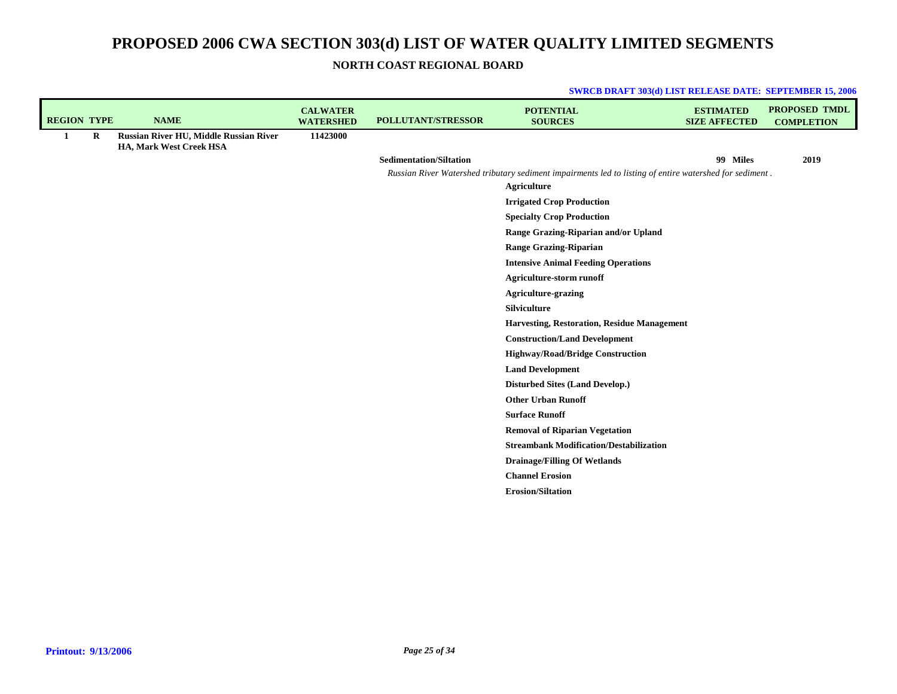# PROPOSED 2006 CWA SECTION 303(d) LIST OF WATER QUALITY LIMITED SEGMENTS

## NORTH COAST REGIONAL BOARD

**SWRCB DRAFT 303(d) LIST RELEASE DATE: SEPTEMBER 15, 2006**

| REGION | TYPE | NAME | CALWATER WATERSHED | POLLUTANT/STRESSOR | POTENTIAL SOURCES | ESTIMATED SIZE AFFECTED | PROPOSED TMDL COMPLETION |
|---|---|---|---|---|---|---|---|
| 1 | R | Russian River HU, Middle Russian River HA, Mark West Creek HSA | 11423000 | | | | |
| | | | | Sedimentation/Siltation | | 99 Miles | 2019 |
| | | | | *Russian River Watershed tributary sediment impairments led to listing of entire watershed for sediment .* | | | |
| | | | | | Agriculture | | |
| | | | | | Irrigated Crop Production | | |
| | | | | | Specialty Crop Production | | |
| | | | | | Range Grazing-Riparian and/or Upland | | |
| | | | | | Range Grazing-Riparian | | |
| | | | | | Intensive Animal Feeding Operations | | |
| | | | | | Agriculture-storm runoff | | |
| | | | | | Agriculture-grazing | | |
| | | | | | Silviculture | | |
| | | | | | Harvesting, Restoration, Residue Management | | |
| | | | | | Construction/Land Development | | |
| | | | | | Highway/Road/Bridge Construction | | |
| | | | | | Land Development | | |
| | | | | | Disturbed Sites (Land Develop.) | | |
| | | | | | Other Urban Runoff | | |
| | | | | | Surface Runoff | | |
| | | | | | Removal of Riparian Vegetation | | |
| | | | | | Streambank Modification/Destabilization | | |
| | | | | | Drainage/Filling Of Wetlands | | |
| | | | | | Channel Erosion | | |
| | | | | | Erosion/Siltation | | |

**Printout: 9/13/2006**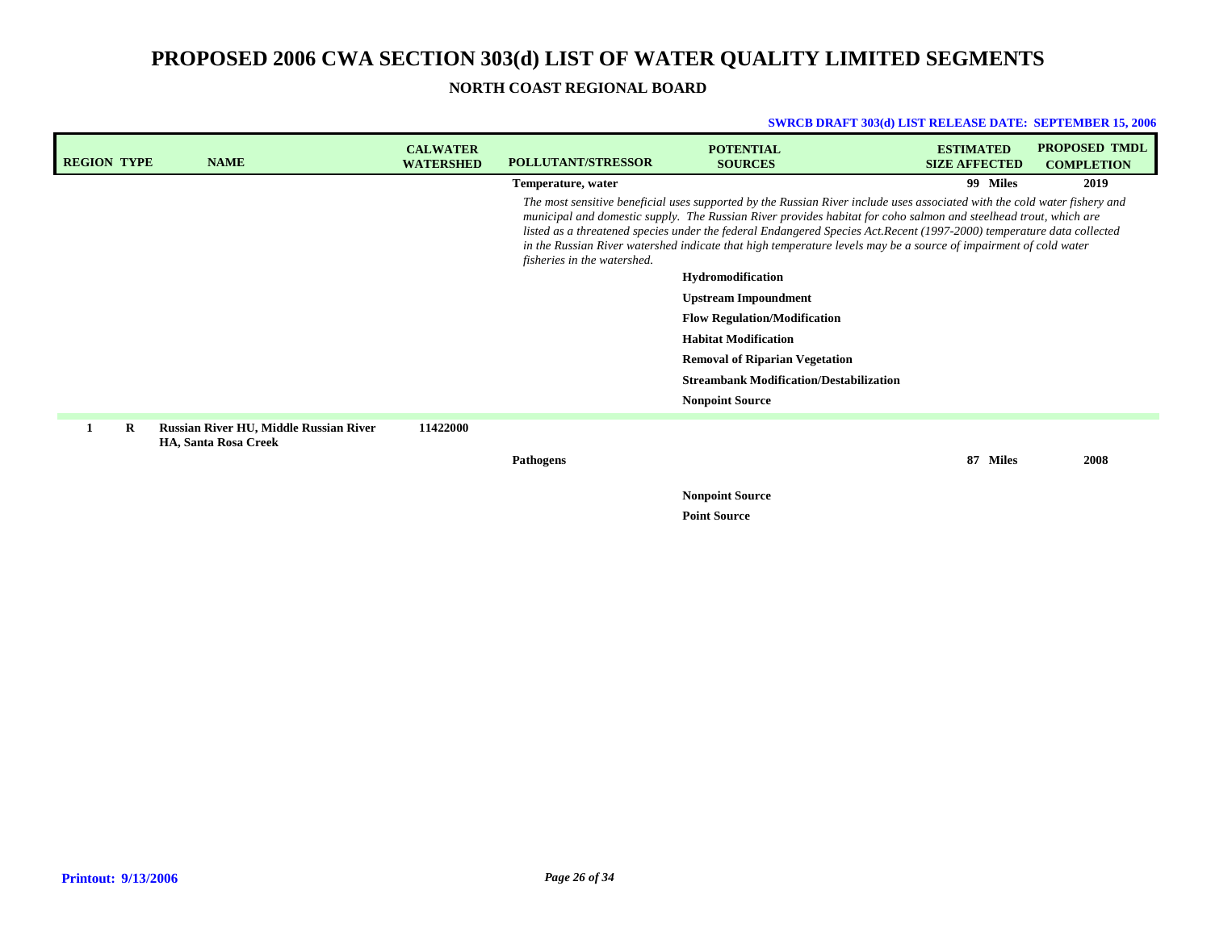# PROPOSED 2006 CWA SECTION 303(d) LIST OF WATER QUALITY LIMITED SEGMENTS

## NORTH COAST REGIONAL BOARD

**SWRCB DRAFT 303(d) LIST RELEASE DATE: SEPTEMBER 15, 2006**

| REGION | TYPE | NAME | CALWATER WATERSHED | POLLUTANT/STRESSOR | POTENTIAL SOURCES | ESTIMATED SIZE AFFECTED | PROPOSED TMDL COMPLETION |
|---|---|---|---|---|---|---|---|
| | | | | **Temperature, water** | | **99 Miles** | **2019** |
| | | | | *The most sensitive beneficial uses supported by the Russian River include uses associated with the cold water fishery and municipal and domestic supply. The Russian River provides habitat for coho salmon and steelhead trout, which are listed as a threatened species under the federal Endangered Species Act.Recent (1997-2000) temperature data collected in the Russian River watershed indicate that high temperature levels may be a source of impairment of cold water fisheries in the watershed.* | | | |
| | | | | | **Hydromodification** | | |
| | | | | | **Upstream Impoundment** | | |
| | | | | | **Flow Regulation/Modification** | | |
| | | | | | **Habitat Modification** | | |
| | | | | | **Removal of Riparian Vegetation** | | |
| | | | | | **Streambank Modification/Destabilization** | | |
| | | | | | **Nonpoint Source** | | |
| **1** | **R** | **Russian River HU, Middle Russian River HA, Santa Rosa Creek** | **11422000** | | | | |
| | | | | **Pathogens** | | **87 Miles** | **2008** |
| | | | | | **Nonpoint Source** | | |
| | | | | | **Point Source** | | |

**Printout: 9/13/2006**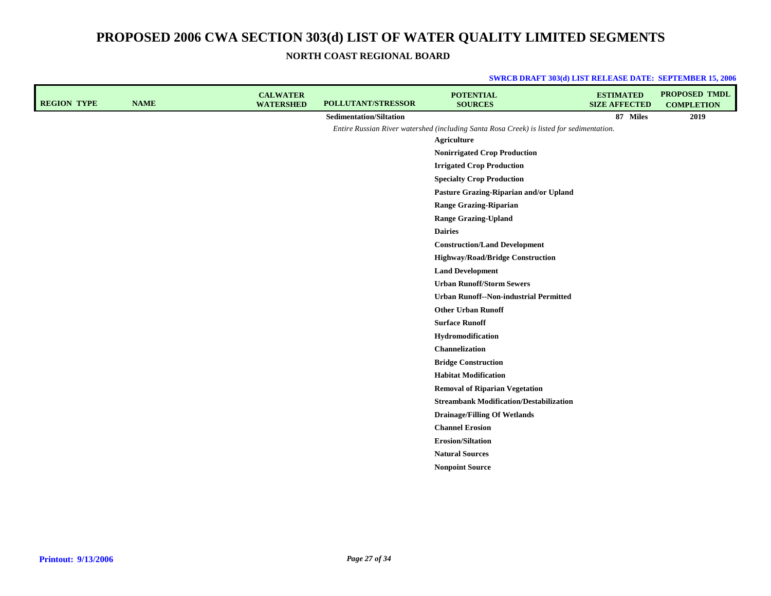# PROPOSED 2006 CWA SECTION 303(d) LIST OF WATER QUALITY LIMITED SEGMENTS

## NORTH COAST REGIONAL BOARD

**SWRCB DRAFT 303(d) LIST RELEASE DATE: SEPTEMBER 15, 2006**

| REGION | TYPE | NAME | CALWATER WATERSHED | POLLUTANT/STRESSOR | POTENTIAL SOURCES | ESTIMATED SIZE AFFECTED | PROPOSED TMDL COMPLETION |
|---|---|---|---|---|---|---|---|
| | | | | **Sedimentation/Siltation** | | **87 Miles** | **2019** |
| | | | | *Entire Russian River watershed (including Santa Rosa Creek) is listed for sedimentation.* | | | |
| | | | | | **Agriculture** | | |
| | | | | | **Nonirrigated Crop Production** | | |
| | | | | | **Irrigated Crop Production** | | |
| | | | | | **Specialty Crop Production** | | |
| | | | | | **Pasture Grazing-Riparian and/or Upland** | | |
| | | | | | **Range Grazing-Riparian** | | |
| | | | | | **Range Grazing-Upland** | | |
| | | | | | **Dairies** | | |
| | | | | | **Construction/Land Development** | | |
| | | | | | **Highway/Road/Bridge Construction** | | |
| | | | | | **Land Development** | | |
| | | | | | **Urban Runoff/Storm Sewers** | | |
| | | | | | **Urban Runoff--Non-industrial Permitted** | | |
| | | | | | **Other Urban Runoff** | | |
| | | | | | **Surface Runoff** | | |
| | | | | | **Hydromodification** | | |
| | | | | | **Channelization** | | |
| | | | | | **Bridge Construction** | | |
| | | | | | **Habitat Modification** | | |
| | | | | | **Removal of Riparian Vegetation** | | |
| | | | | | **Streambank Modification/Destabilization** | | |
| | | | | | **Drainage/Filling Of Wetlands** | | |
| | | | | | **Channel Erosion** | | |
| | | | | | **Erosion/Siltation** | | |
| | | | | | **Natural Sources** | | |
| | | | | | **Nonpoint Source** | | |

**Printout: 9/13/2006**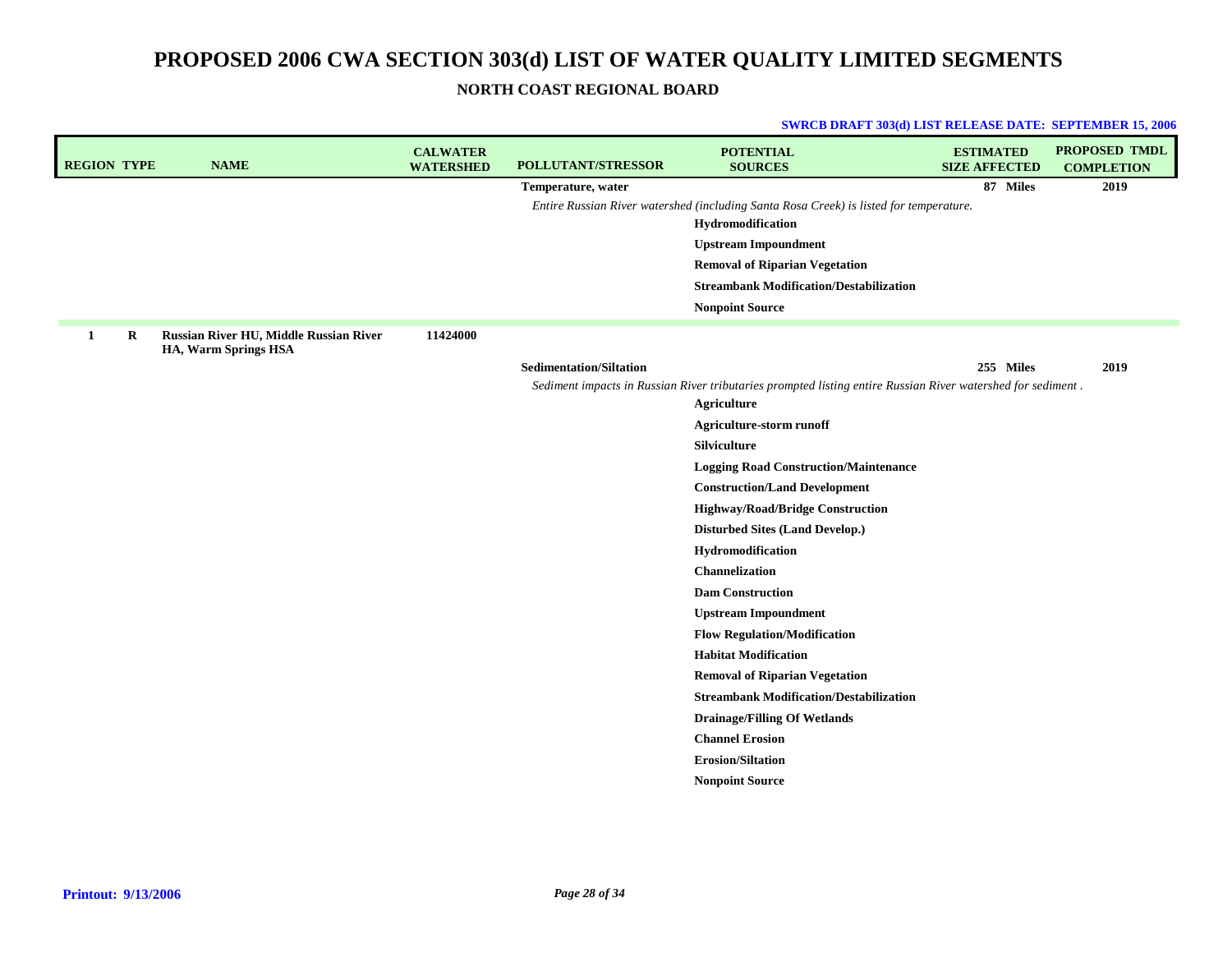# PROPOSED 2006 CWA SECTION 303(d) LIST OF WATER QUALITY LIMITED SEGMENTS

## NORTH COAST REGIONAL BOARD

**SWRCB DRAFT 303(d) LIST RELEASE DATE: SEPTEMBER 15, 2006**

| REGION | TYPE | NAME | CALWATER WATERSHED | POLLUTANT/STRESSOR | POTENTIAL SOURCES | ESTIMATED SIZE AFFECTED | PROPOSED TMDL COMPLETION |
|---|---|---|---|---|---|---|---|
| | | | | **Temperature, water** | | **87 Miles** | **2019** |
| | | | | *Entire Russian River watershed (including Santa Rosa Creek) is listed for temperature.* | | | |
| | | | | | **Hydromodification** | | |
| | | | | | **Upstream Impoundment** | | |
| | | | | | **Removal of Riparian Vegetation** | | |
| | | | | | **Streambank Modification/Destabilization** | | |
| | | | | | **Nonpoint Source** | | |
| **1** | **R** | **Russian River HU, Middle Russian River HA, Warm Springs HSA** | **11424000** | | | | |
| | | | | **Sedimentation/Siltation** | | **255 Miles** | **2019** |
| | | | | *Sediment impacts in Russian River tributaries prompted listing entire Russian River watershed for sediment .* | | | |
| | | | | | **Agriculture** | | |
| | | | | | **Agriculture-storm runoff** | | |
| | | | | | **Silviculture** | | |
| | | | | | **Logging Road Construction/Maintenance** | | |
| | | | | | **Construction/Land Development** | | |
| | | | | | **Highway/Road/Bridge Construction** | | |
| | | | | | **Disturbed Sites (Land Develop.)** | | |
| | | | | | **Hydromodification** | | |
| | | | | | **Channelization** | | |
| | | | | | **Dam Construction** | | |
| | | | | | **Upstream Impoundment** | | |
| | | | | | **Flow Regulation/Modification** | | |
| | | | | | **Habitat Modification** | | |
| | | | | | **Removal of Riparian Vegetation** | | |
| | | | | | **Streambank Modification/Destabilization** | | |
| | | | | | **Drainage/Filling Of Wetlands** | | |
| | | | | | **Channel Erosion** | | |
| | | | | | **Erosion/Siltation** | | |
| | | | | | **Nonpoint Source** | | |

**Printout: 9/13/2006**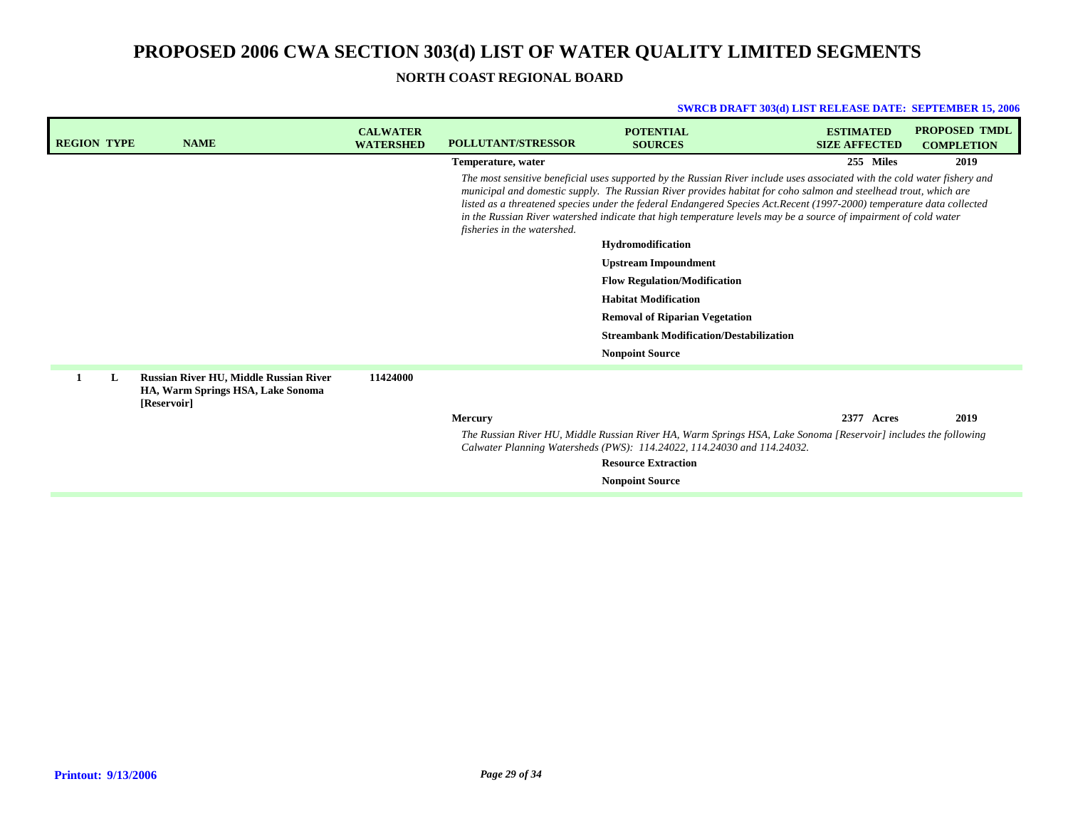# PROPOSED 2006 CWA SECTION 303(d) LIST OF WATER QUALITY LIMITED SEGMENTS

## NORTH COAST REGIONAL BOARD

**SWRCB DRAFT 303(d) LIST RELEASE DATE: SEPTEMBER 15, 2006**

| REGION | TYPE | NAME | CALWATER WATERSHED | POLLUTANT/STRESSOR | POTENTIAL SOURCES | ESTIMATED SIZE AFFECTED | PROPOSED TMDL COMPLETION |
|---|---|---|---|---|---|---|---|
| | | | | **Temperature, water** | | **255 Miles** | **2019** |
| | | | | *The most sensitive beneficial uses supported by the Russian River include uses associated with the cold water fishery and municipal and domestic supply. The Russian River provides habitat for coho salmon and steelhead trout, which are listed as a threatened species under the federal Endangered Species Act.Recent (1997-2000) temperature data collected in the Russian River watershed indicate that high temperature levels may be a source of impairment of cold water fisheries in the watershed.* | | | |
| | | | | | **Hydromodification** | | |
| | | | | | **Upstream Impoundment** | | |
| | | | | | **Flow Regulation/Modification** | | |
| | | | | | **Habitat Modification** | | |
| | | | | | **Removal of Riparian Vegetation** | | |
| | | | | | **Streambank Modification/Destabilization** | | |
| | | | | | **Nonpoint Source** | | |
| **1** | **L** | **Russian River HU, Middle Russian River HA, Warm Springs HSA, Lake Sonoma [Reservoir]** | **11424000** | | | | |
| | | | | **Mercury** | | **2377 Acres** | **2019** |
| | | | | *The Russian River HU, Middle Russian River HA, Warm Springs HSA, Lake Sonoma [Reservoir] includes the following Calwater Planning Watersheds (PWS): 114.24022, 114.24030 and 114.24032.* | | | |
| | | | | | **Resource Extraction** | | |
| | | | | | **Nonpoint Source** | | |

**Printout: 9/13/2006**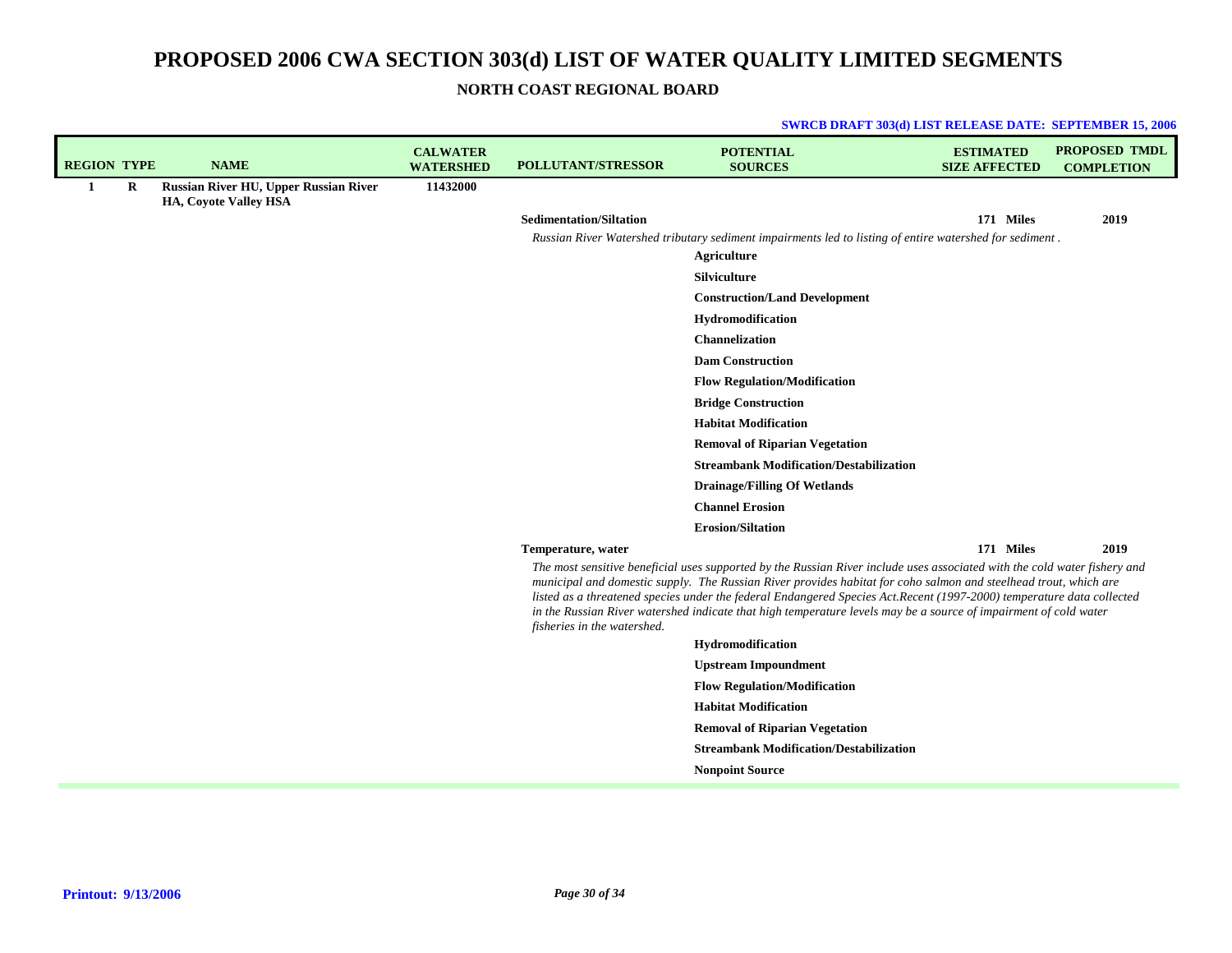# PROPOSED 2006 CWA SECTION 303(d) LIST OF WATER QUALITY LIMITED SEGMENTS

## NORTH COAST REGIONAL BOARD

**SWRCB DRAFT 303(d) LIST RELEASE DATE: SEPTEMBER 15, 2006**

| REGION | TYPE | NAME | CALWATER WATERSHED | POLLUTANT/STRESSOR | POTENTIAL SOURCES | ESTIMATED SIZE AFFECTED | PROPOSED TMDL COMPLETION |
|---|---|---|---|---|---|---|---|
| 1 | R | Russian River HU, Upper Russian River HA, Coyote Valley HSA | 11432000 | | | | |
| | | | | Sedimentation/Siltation | | 171 Miles | 2019 |
| | | | | *Russian River Watershed tributary sediment impairments led to listing of entire watershed for sediment .* | | | |
| | | | | | Agriculture | | |
| | | | | | Silviculture | | |
| | | | | | Construction/Land Development | | |
| | | | | | Hydromodification | | |
| | | | | | Channelization | | |
| | | | | | Dam Construction | | |
| | | | | | Flow Regulation/Modification | | |
| | | | | | Bridge Construction | | |
| | | | | | Habitat Modification | | |
| | | | | | Removal of Riparian Vegetation | | |
| | | | | | Streambank Modification/Destabilization | | |
| | | | | | Drainage/Filling Of Wetlands | | |
| | | | | | Channel Erosion | | |
| | | | | | Erosion/Siltation | | |
| | | | | Temperature, water | | 171 Miles | 2019 |
| | | | | *The most sensitive beneficial uses supported by the Russian River include uses associated with the cold water fishery and municipal and domestic supply. The Russian River provides habitat for coho salmon and steelhead trout, which are listed as a threatened species under the federal Endangered Species Act.Recent (1997-2000) temperature data collected in the Russian River watershed indicate that high temperature levels may be a source of impairment of cold water fisheries in the watershed.* | | | |
| | | | | | Hydromodification | | |
| | | | | | Upstream Impoundment | | |
| | | | | | Flow Regulation/Modification | | |
| | | | | | Habitat Modification | | |
| | | | | | Removal of Riparian Vegetation | | |
| | | | | | Streambank Modification/Destabilization | | |
| | | | | | Nonpoint Source | | |

**Printout: 9/13/2006**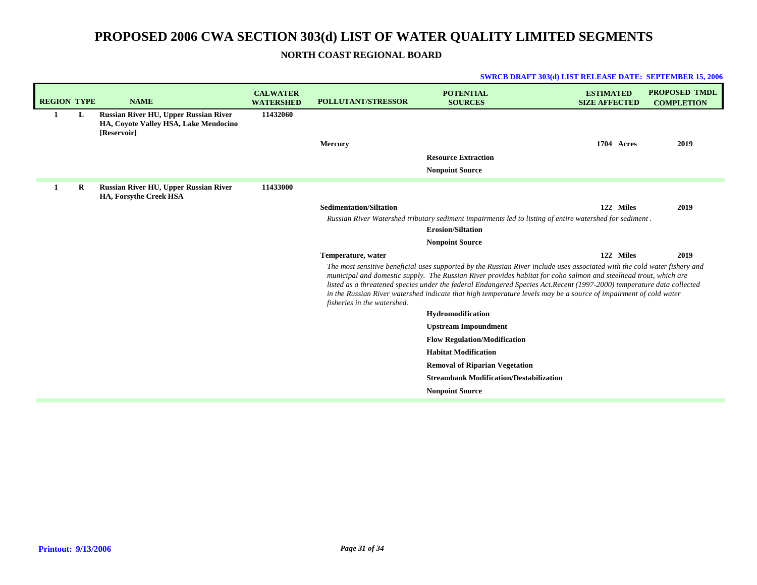# PROPOSED 2006 CWA SECTION 303(d) LIST OF WATER QUALITY LIMITED SEGMENTS

## NORTH COAST REGIONAL BOARD

**SWRCB DRAFT 303(d) LIST RELEASE DATE: SEPTEMBER 15, 2006**

| REGION | TYPE | NAME | CALWATER WATERSHED | POLLUTANT/STRESSOR | POTENTIAL SOURCES | ESTIMATED SIZE AFFECTED | PROPOSED TMDL COMPLETION |
|---|---|---|---|---|---|---|---|
| 1 | L | Russian River HU, Upper Russian River HA, Coyote Valley HSA, Lake Mendocino [Reservoir] | 11432060 | | | | |
| | | | | Mercury | | 1704 Acres | 2019 |
| | | | | | Resource Extraction | | |
| | | | | | Nonpoint Source | | |
| 1 | R | Russian River HU, Upper Russian River HA, Forsythe Creek HSA | 11433000 | | | | |
| | | | | Sedimentation/Siltation | | 122 Miles | 2019 |
| | | | | *Russian River Watershed tributary sediment impairments led to listing of entire watershed for sediment .* | | | |
| | | | | | Erosion/Siltation | | |
| | | | | | Nonpoint Source | | |
| | | | | Temperature, water | | 122 Miles | 2019 |
| | | | | *The most sensitive beneficial uses supported by the Russian River include uses associated with the cold water fishery and municipal and domestic supply. The Russian River provides habitat for coho salmon and steelhead trout, which are listed as a threatened species under the federal Endangered Species Act.Recent (1997-2000) temperature data collected in the Russian River watershed indicate that high temperature levels may be a source of impairment of cold water fisheries in the watershed.* | | | |
| | | | | | Hydromodification | | |
| | | | | | Upstream Impoundment | | |
| | | | | | Flow Regulation/Modification | | |
| | | | | | Habitat Modification | | |
| | | | | | Removal of Riparian Vegetation | | |
| | | | | | Streambank Modification/Destabilization | | |
| | | | | | Nonpoint Source | | |

Printout: 9/13/2006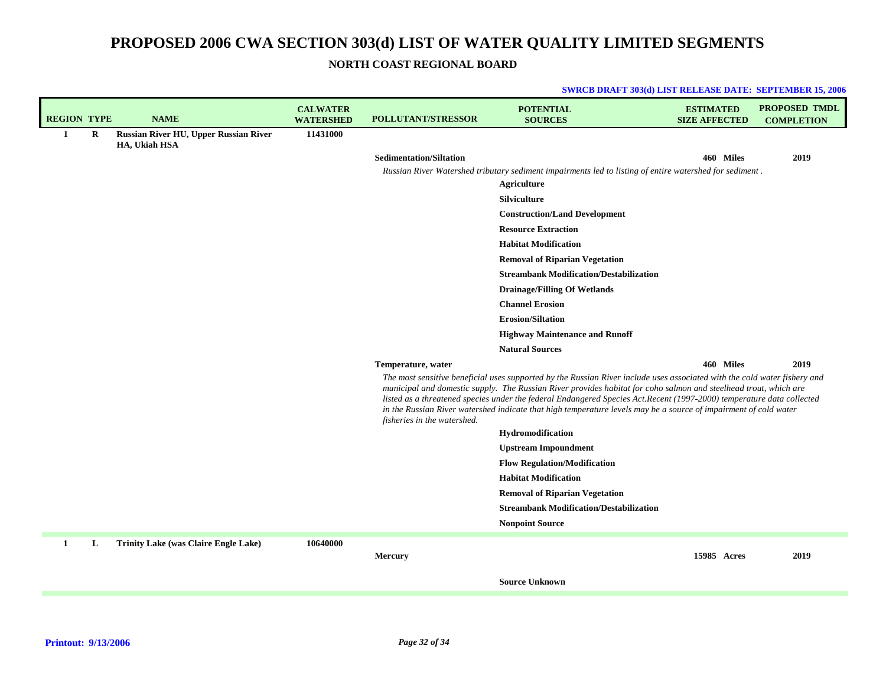# PROPOSED 2006 CWA SECTION 303(d) LIST OF WATER QUALITY LIMITED SEGMENTS

## NORTH COAST REGIONAL BOARD

**SWRCB DRAFT 303(d) LIST RELEASE DATE: SEPTEMBER 15, 2006**

| REGION | TYPE | NAME | CALWATER WATERSHED | POLLUTANT/STRESSOR | POTENTIAL SOURCES | ESTIMATED SIZE AFFECTED | PROPOSED TMDL COMPLETION |
|---|---|---|---|---|---|---|---|
| 1 | R | Russian River HU, Upper Russian River HA, Ukiah HSA | 11431000 | | | | |
| | | | | Sedimentation/Siltation | | 460 Miles | 2019 |
| | | | | *Russian River Watershed tributary sediment impairments led to listing of entire watershed for sediment .* | | | |
| | | | | | Agriculture | | |
| | | | | | Silviculture | | |
| | | | | | Construction/Land Development | | |
| | | | | | Resource Extraction | | |
| | | | | | Habitat Modification | | |
| | | | | | Removal of Riparian Vegetation | | |
| | | | | | Streambank Modification/Destabilization | | |
| | | | | | Drainage/Filling Of Wetlands | | |
| | | | | | Channel Erosion | | |
| | | | | | Erosion/Siltation | | |
| | | | | | Highway Maintenance and Runoff | | |
| | | | | | Natural Sources | | |
| | | | | Temperature, water | | 460 Miles | 2019 |
| | | | | *The most sensitive beneficial uses supported by the Russian River include uses associated with the cold water fishery and municipal and domestic supply. The Russian River provides habitat for coho salmon and steelhead trout, which are listed as a threatened species under the federal Endangered Species Act.Recent (1997-2000) temperature data collected in the Russian River watershed indicate that high temperature levels may be a source of impairment of cold water fisheries in the watershed.* | | | |
| | | | | | Hydromodification | | |
| | | | | | Upstream Impoundment | | |
| | | | | | Flow Regulation/Modification | | |
| | | | | | Habitat Modification | | |
| | | | | | Removal of Riparian Vegetation | | |
| | | | | | Streambank Modification/Destabilization | | |
| | | | | | Nonpoint Source | | |
| 1 | L | Trinity Lake (was Claire Engle Lake) | 10640000 | | | | |
| | | | | Mercury | | 15985 Acres | 2019 |
| | | | | | Source Unknown | | |

**Printout: 9/13/2006**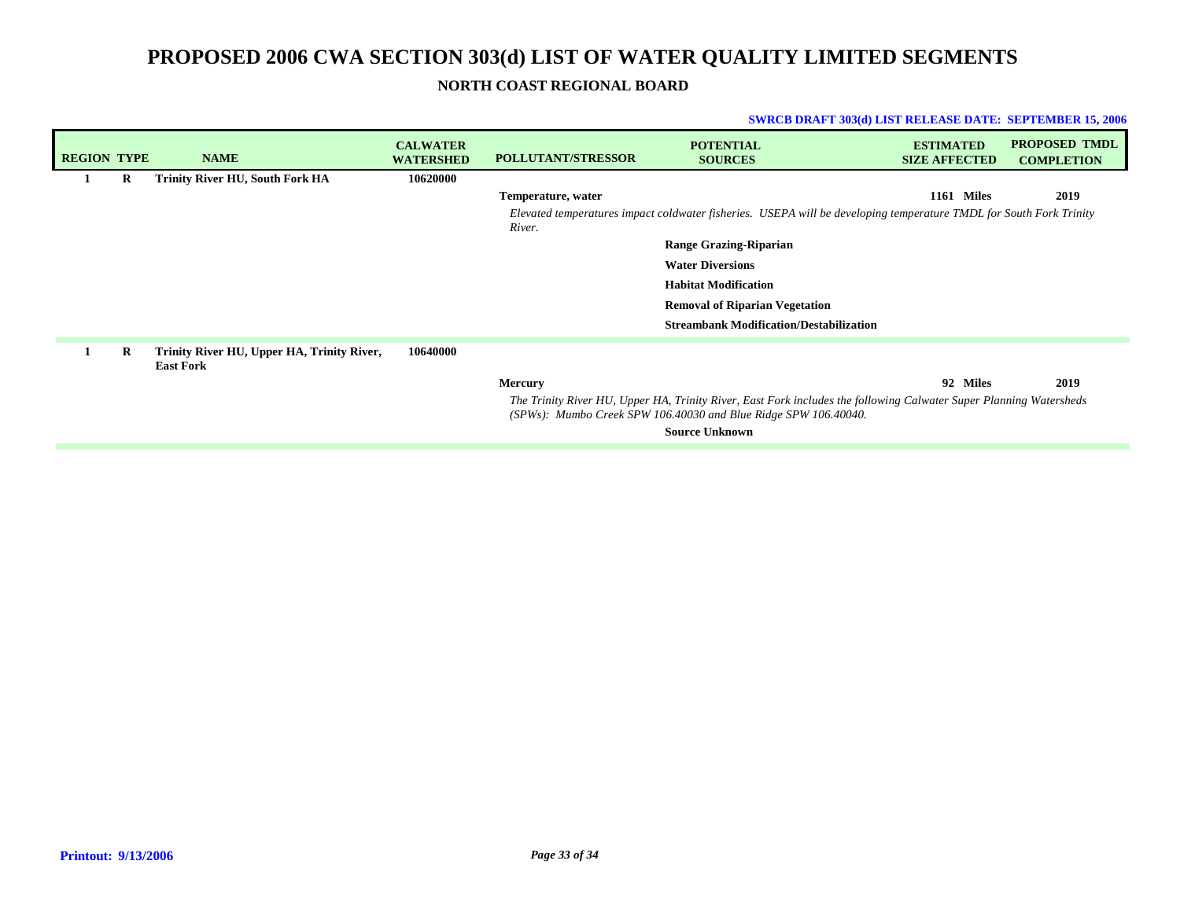# PROPOSED 2006 CWA SECTION 303(d) LIST OF WATER QUALITY LIMITED SEGMENTS

## NORTH COAST REGIONAL BOARD

**SWRCB DRAFT 303(d) LIST RELEASE DATE: SEPTEMBER 15, 2006**

| REGION | TYPE | NAME | CALWATER WATERSHED | POLLUTANT/STRESSOR | POTENTIAL SOURCES | ESTIMATED SIZE AFFECTED | PROPOSED TMDL COMPLETION |
|---|---|---|---|---|---|---|---|
| 1 | R | Trinity River HU, South Fork HA | 10620000 | | | | |
| | | | | Temperature, water | | 1161 Miles | 2019 |
| | | | | *Elevated temperatures impact coldwater fisheries. USEPA will be developing temperature TMDL for South Fork Trinity River.* | | | |
| | | | | | Range Grazing-Riparian | | |
| | | | | | Water Diversions | | |
| | | | | | Habitat Modification | | |
| | | | | | Removal of Riparian Vegetation | | |
| | | | | | Streambank Modification/Destabilization | | |
| 1 | R | Trinity River HU, Upper HA, Trinity River, East Fork | 10640000 | | | | |
| | | | | Mercury | | 92 Miles | 2019 |
| | | | | *The Trinity River HU, Upper HA, Trinity River, East Fork includes the following Calwater Super Planning Watersheds (SPWs): Mumbo Creek SPW 106.40030 and Blue Ridge SPW 106.40040.* | | | |
| | | | | | Source Unknown | | |

**Printout: 9/13/2006**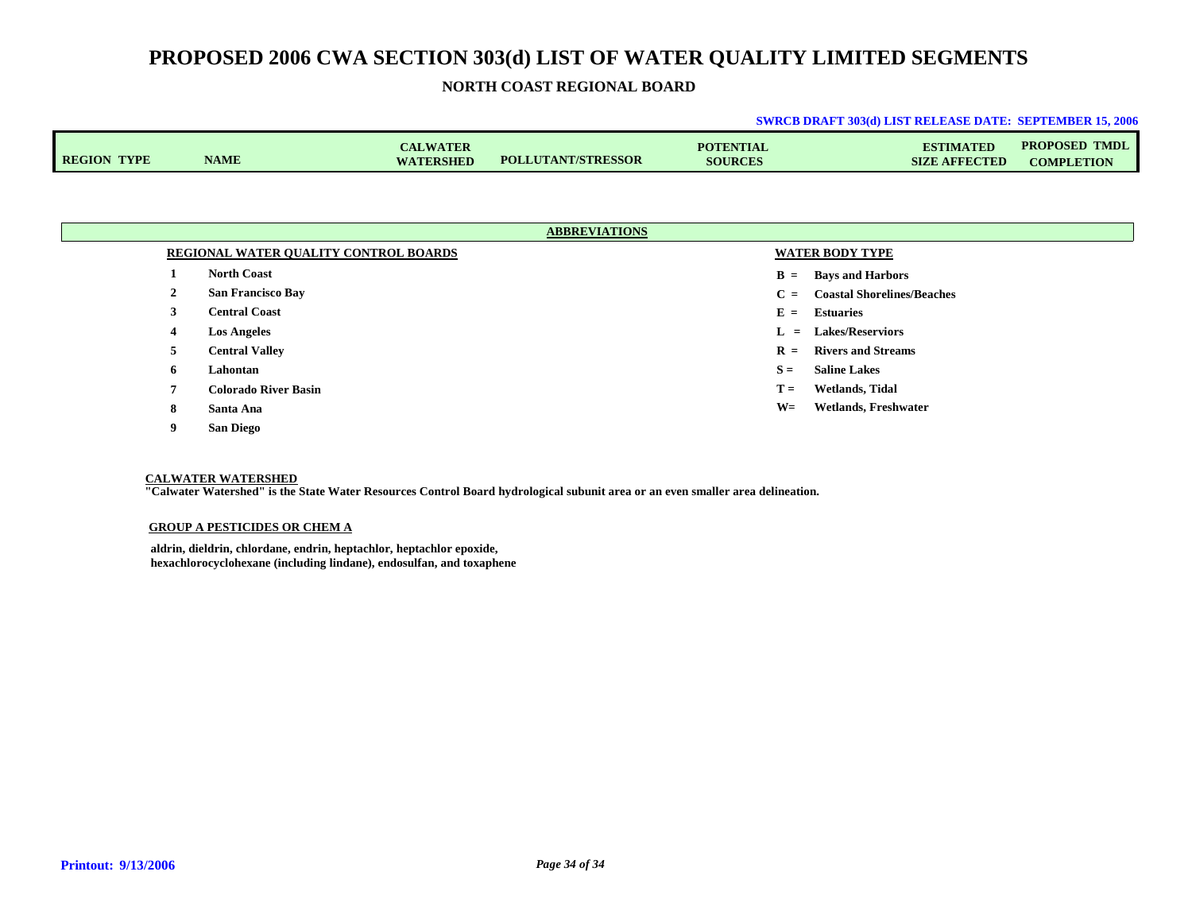# PROPOSED 2006 CWA SECTION 303(d) LIST OF WATER QUALITY LIMITED SEGMENTS

## NORTH COAST REGIONAL BOARD

**SWRCB DRAFT 303(d) LIST RELEASE DATE: SEPTEMBER 15, 2006**

| REGION | TYPE | NAME | CALWATER WATERSHED | POLLUTANT/STRESSOR | POTENTIAL SOURCES | ESTIMATED SIZE AFFECTED | PROPOSED TMDL COMPLETION |
|---|---|---|---|---|---|---|---|

### ABBREVIATIONS

**REGIONAL WATER QUALITY CONTROL BOARDS**

| | |
|---|---|
| 1 | North Coast |
| 2 | San Francisco Bay |
| 3 | Central Coast |
| 4 | Los Angeles |
| 5 | Central Valley |
| 6 | Lahontan |
| 7 | Colorado River Basin |
| 8 | Santa Ana |
| 9 | San Diego |

**WATER BODY TYPE**

| | |
|---|---|
| B = | Bays and Harbors |
| C = | Coastal Shorelines/Beaches |
| E = | Estuaries |
| L = | Lakes/Reserviors |
| R = | Rivers and Streams |
| S = | Saline Lakes |
| T = | Wetlands, Tidal |
| W= | Wetlands, Freshwater |

**CALWATER WATERSHED**

"Calwater Watershed" is the State Water Resources Control Board hydrological subunit area or an even smaller area delineation.

**GROUP A PESTICIDES OR CHEM A**

aldrin, dieldrin, chlordane, endrin, heptachlor, heptachlor epoxide, hexachlorocyclohexane (including lindane), endosulfan, and toxaphene

Printout: 9/13/2006